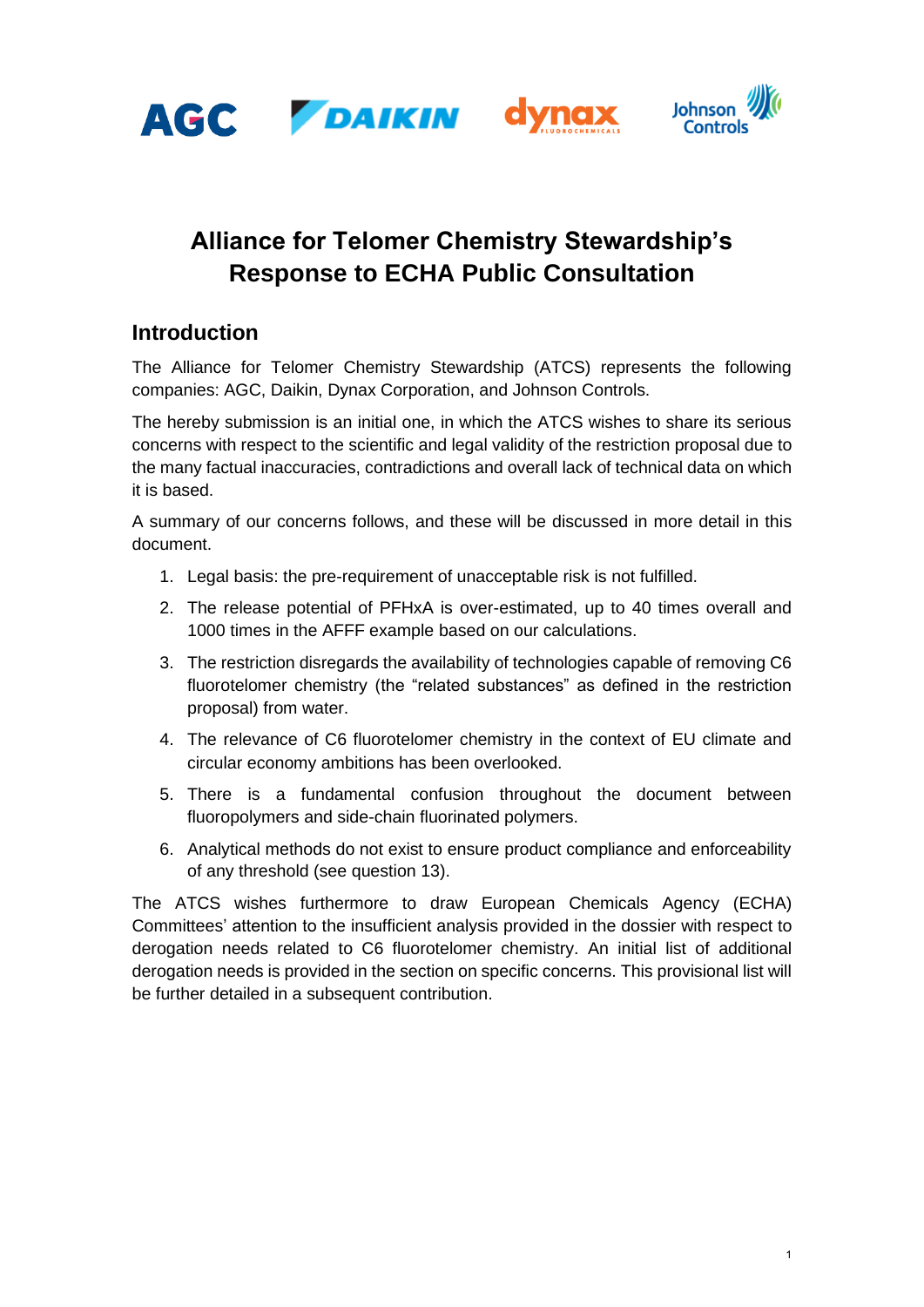# Alliance for Telomer Chemistry Stewardship's Response to ECHA Public Consultation

## Introduction

The Alliance for Telomer Chemistry Stewardship (ATCS) represents the following companies: AGC, Daikin, Dynax Corporation, and Johnson Controls.

The hereby submission is an initial one, in which the ATCS wishes to share its serious concerns with respect to the scientific and legal validity of the restriction proposal due to the many factual inaccuracies, contradictions and overall lack of technical data on which it is based.

A summary of our concerns follows, and these will be discussed in more detail in this document.

1. Legal basis: the pre-requirement of unacceptable risk is not fulfilled.
2. The release potential of PFHxA is over-estimated, up to 40 times overall and 1000 times in the AFFF example based on our calculations.
3. The restriction disregards the availability of technologies capable of removing C6 fluorotelomer chemistry (the "related substances" as defined in the restriction proposal) from water.
4. The relevance of C6 fluorotelomer chemistry in the context of EU climate and circular economy ambitions has been overlooked.
5. There is a fundamental confusion throughout the document between fluoropolymers and side-chain fluorinated polymers.
6. Analytical methods do not exist to ensure product compliance and enforceability of any threshold (see question 13).

The ATCS wishes furthermore to draw European Chemicals Agency (ECHA) Committees' attention to the insufficient analysis provided in the dossier with respect to derogation needs related to C6 fluorotelomer chemistry. An initial list of additional derogation needs is provided in the section on specific concerns. This provisional list will be further detailed in a subsequent contribution.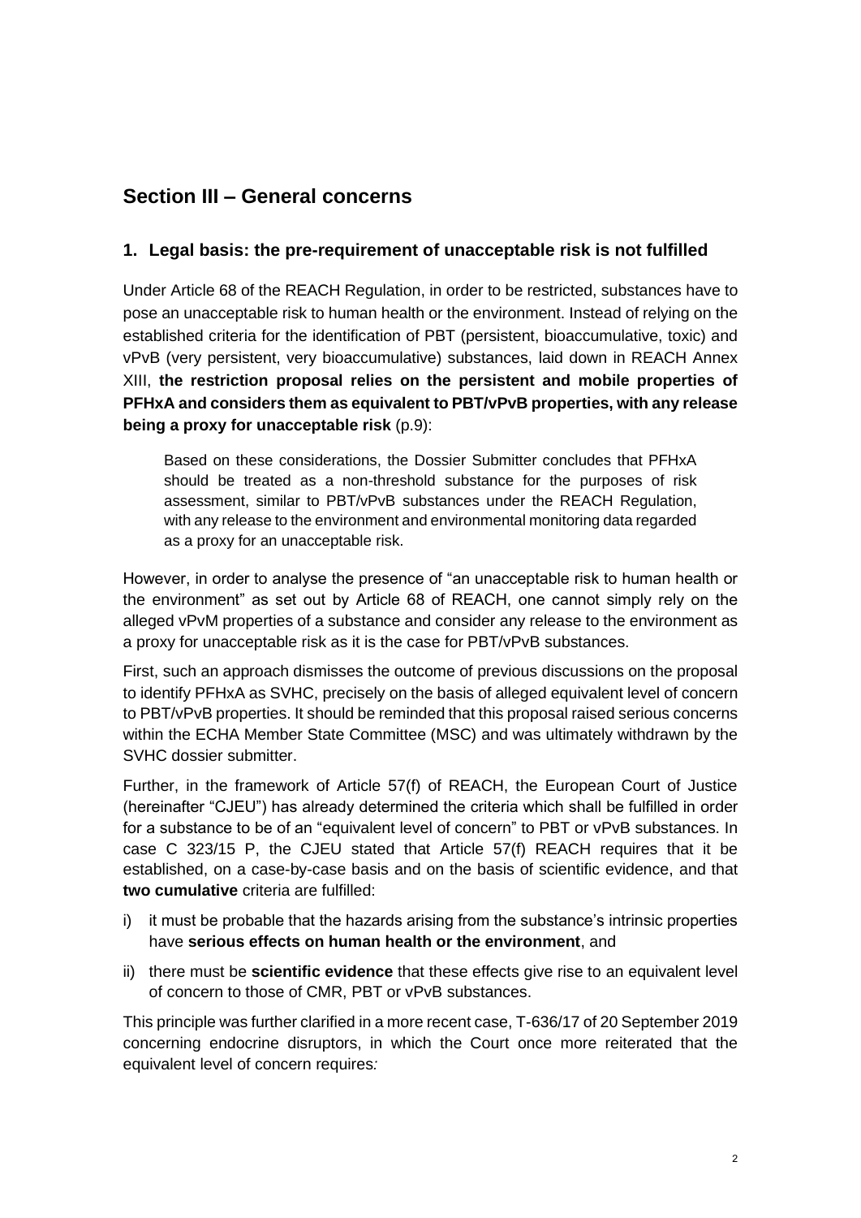## Section III – General concerns

### 1. Legal basis: the pre-requirement of unacceptable risk is not fulfilled

Under Article 68 of the REACH Regulation, in order to be restricted, substances have to pose an unacceptable risk to human health or the environment. Instead of relying on the established criteria for the identification of PBT (persistent, bioaccumulative, toxic) and vPvB (very persistent, very bioaccumulative) substances, laid down in REACH Annex XIII, **the restriction proposal relies on the persistent and mobile properties of PFHxA and considers them as equivalent to PBT/vPvB properties, with any release being a proxy for unacceptable risk** (p.9):

> Based on these considerations, the Dossier Submitter concludes that PFHxA should be treated as a non-threshold substance for the purposes of risk assessment, similar to PBT/vPvB substances under the REACH Regulation, with any release to the environment and environmental monitoring data regarded as a proxy for an unacceptable risk.

However, in order to analyse the presence of "an unacceptable risk to human health or the environment" as set out by Article 68 of REACH, one cannot simply rely on the alleged vPvM properties of a substance and consider any release to the environment as a proxy for unacceptable risk as it is the case for PBT/vPvB substances.

First, such an approach dismisses the outcome of previous discussions on the proposal to identify PFHxA as SVHC, precisely on the basis of alleged equivalent level of concern to PBT/vPvB properties. It should be reminded that this proposal raised serious concerns within the ECHA Member State Committee (MSC) and was ultimately withdrawn by the SVHC dossier submitter.

Further, in the framework of Article 57(f) of REACH, the European Court of Justice (hereinafter "CJEU") has already determined the criteria which shall be fulfilled in order for a substance to be of an "equivalent level of concern" to PBT or vPvB substances. In case C 323/15 P, the CJEU stated that Article 57(f) REACH requires that it be established, on a case-by-case basis and on the basis of scientific evidence, and that **two cumulative** criteria are fulfilled:

i) it must be probable that the hazards arising from the substance's intrinsic properties have **serious effects on human health or the environment**, and

ii) there must be **scientific evidence** that these effects give rise to an equivalent level of concern to those of CMR, PBT or vPvB substances.

This principle was further clarified in a more recent case, T-636/17 of 20 September 2019 concerning endocrine disruptors, in which the Court once more reiterated that the equivalent level of concern requires*:*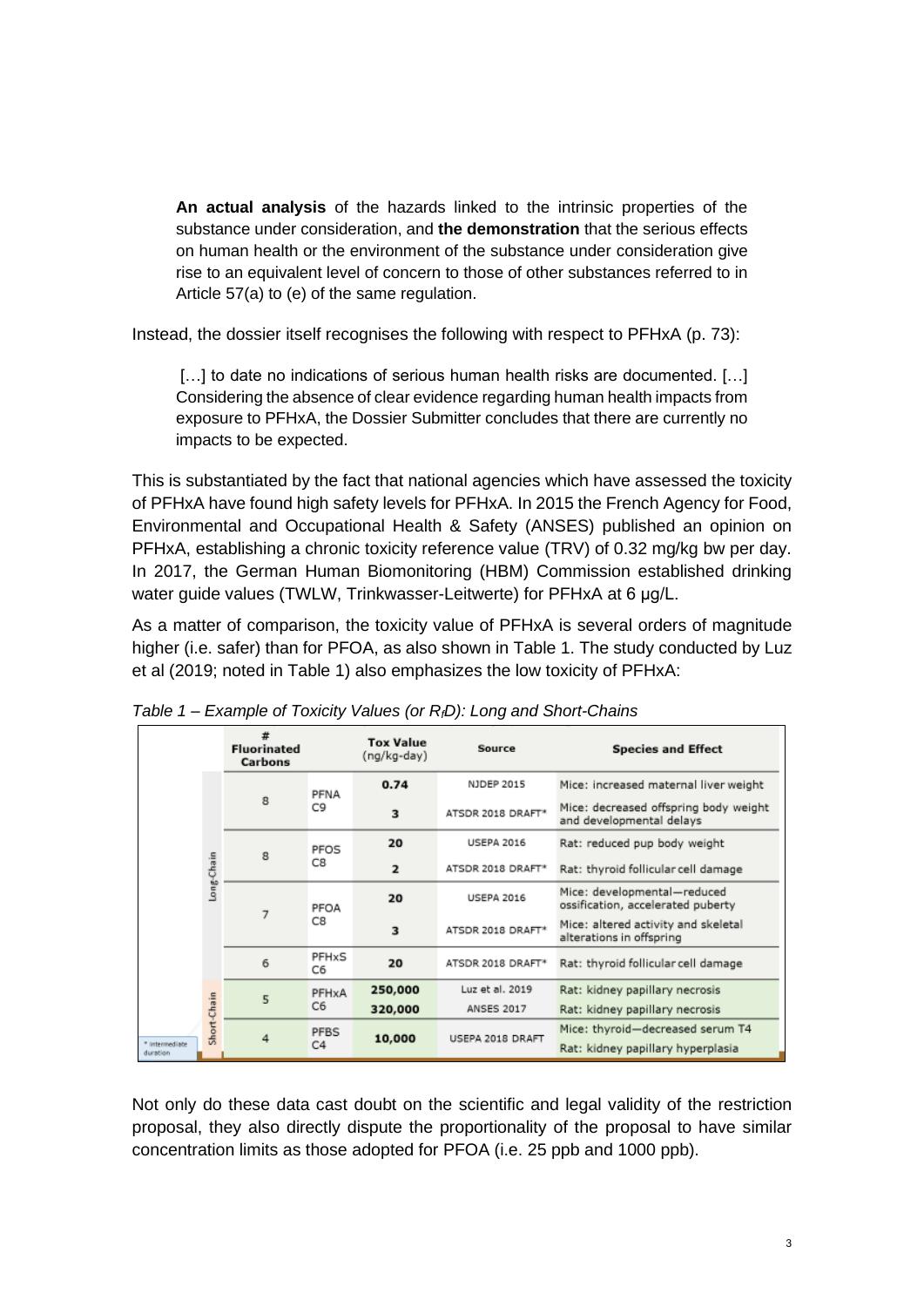> **An actual analysis** of the hazards linked to the intrinsic properties of the substance under consideration, and **the demonstration** that the serious effects on human health or the environment of the substance under consideration give rise to an equivalent level of concern to those of other substances referred to in Article 57(a) to (e) of the same regulation.

Instead, the dossier itself recognises the following with respect to PFHxA (p. 73):

> […] to date no indications of serious human health risks are documented. […] Considering the absence of clear evidence regarding human health impacts from exposure to PFHxA, the Dossier Submitter concludes that there are currently no impacts to be expected.

This is substantiated by the fact that national agencies which have assessed the toxicity of PFHxA have found high safety levels for PFHxA. In 2015 the French Agency for Food, Environmental and Occupational Health & Safety (ANSES) published an opinion on PFHxA, establishing a chronic toxicity reference value (TRV) of 0.32 mg/kg bw per day. In 2017, the German Human Biomonitoring (HBM) Commission established drinking water guide values (TWLW, Trinkwasser-Leitwerte) for PFHxA at 6 µg/L.

As a matter of comparison, the toxicity value of PFHxA is several orders of magnitude higher (i.e. safer) than for PFOA, as also shown in Table 1. The study conducted by Luz et al (2019; noted in Table 1) also emphasizes the low toxicity of PFHxA:

*Table 1 – Example of Toxicity Values (or $R_fD$): Long and Short-Chains*

| | # Fluorinated Carbons | | Tox Value (ng/kg-day) | Source | Species and Effect |
|---|---|---|---|---|---|
| Long-Chain | 8 | PFNA C9 | **0.74** | NJDEP 2015 | Mice: increased maternal liver weight |
| | | | **3** | ATSDR 2018 DRAFT* | Mice: decreased offspring body weight and developmental delays |
| | 8 | PFOS C8 | **20** | USEPA 2016 | Rat: reduced pup body weight |
| | | | **2** | ATSDR 2018 DRAFT* | Rat: thyroid follicular cell damage |
| | 7 | PFOA C8 | **20** | USEPA 2016 | Mice: developmental—reduced ossification, accelerated puberty |
| | | | **3** | ATSDR 2018 DRAFT* | Mice: altered activity and skeletal alterations in offspring |
| | 6 | PFHxS C6 | **20** | ATSDR 2018 DRAFT* | Rat: thyroid follicular cell damage |
| Short-Chain | 5 | PFHxA C6 | **250,000** | Luz et al. 2019 | Rat: kidney papillary necrosis |
| | | | **320,000** | ANSES 2017 | Rat: kidney papillary necrosis |
| | 4 | PFBS C4 | **10,000** | USEPA 2018 DRAFT | Mice: thyroid—decreased serum T4 |
| | | | | | Rat: kidney papillary hyperplasia |

\* intermediate duration

Not only do these data cast doubt on the scientific and legal validity of the restriction proposal, they also directly dispute the proportionality of the proposal to have similar concentration limits as those adopted for PFOA (i.e. 25 ppb and 1000 ppb).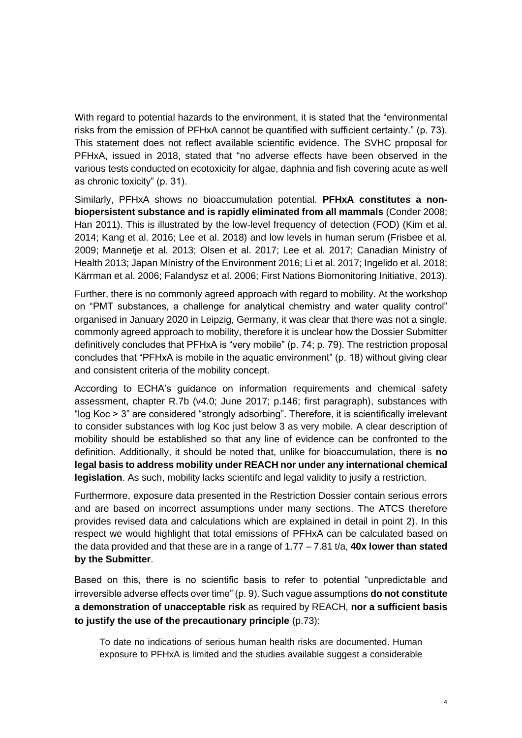With regard to potential hazards to the environment, it is stated that the "environmental risks from the emission of PFHxA cannot be quantified with sufficient certainty." (p. 73). This statement does not reflect available scientific evidence. The SVHC proposal for PFHxA, issued in 2018, stated that "no adverse effects have been observed in the various tests conducted on ecotoxicity for algae, daphnia and fish covering acute as well as chronic toxicity" (p. 31).

Similarly, PFHxA shows no bioaccumulation potential. **PFHxA constitutes a non-biopersistent substance and is rapidly eliminated from all mammals** (Conder 2008; Han 2011). This is illustrated by the low-level frequency of detection (FOD) (Kim et al. 2014; Kang et al. 2016; Lee et al. 2018) and low levels in human serum (Frisbee et al. 2009; Mannetje et al. 2013; Olsen et al. 2017; Lee et al. 2017; Canadian Ministry of Health 2013; Japan Ministry of the Environment 2016; Li et al. 2017; Ingelido et al. 2018; Kärrman et al. 2006; Falandysz et al. 2006; First Nations Biomonitoring Initiative, 2013).

Further, there is no commonly agreed approach with regard to mobility. At the workshop on "PMT substances, a challenge for analytical chemistry and water quality control" organised in January 2020 in Leipzig, Germany, it was clear that there was not a single, commonly agreed approach to mobility, therefore it is unclear how the Dossier Submitter definitively concludes that PFHxA is "very mobile" (p. 74; p. 79). The restriction proposal concludes that "PFHxA is mobile in the aquatic environment" (p. 18) without giving clear and consistent criteria of the mobility concept.

According to ECHA's guidance on information requirements and chemical safety assessment, chapter R.7b (v4.0; June 2017; p.146; first paragraph), substances with "log Koc > 3" are considered "strongly adsorbing". Therefore, it is scientifically irrelevant to consider substances with log Koc just below 3 as very mobile. A clear description of mobility should be established so that any line of evidence can be confronted to the definition. Additionally, it should be noted that, unlike for bioaccumulation, there is **no legal basis to address mobility under REACH nor under any international chemical legislation**. As such, mobility lacks scientifc and legal validity to jusify a restriction.

Furthermore, exposure data presented in the Restriction Dossier contain serious errors and are based on incorrect assumptions under many sections. The ATCS therefore provides revised data and calculations which are explained in detail in point 2). In this respect we would highlight that total emissions of PFHxA can be calculated based on the data provided and that these are in a range of 1.77 – 7.81 t/a, **40x lower than stated by the Submitter**.

Based on this, there is no scientific basis to refer to potential "unpredictable and irreversible adverse effects over time" (p. 9). Such vague assumptions **do not constitute a demonstration of unacceptable risk** as required by REACH, **nor a sufficient basis to justify the use of the precautionary principle** (p.73):

> To date no indications of serious human health risks are documented. Human exposure to PFHxA is limited and the studies available suggest a considerable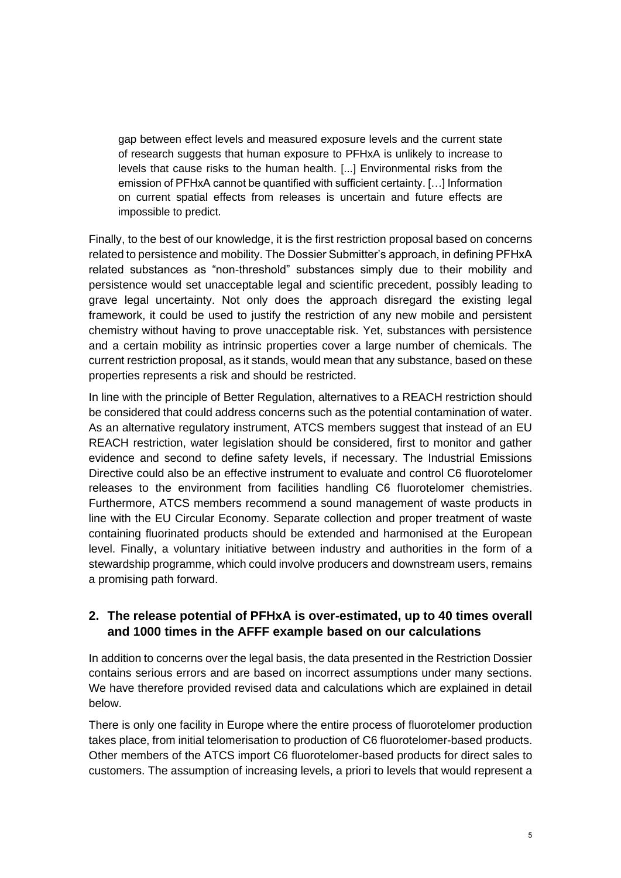> gap between effect levels and measured exposure levels and the current state of research suggests that human exposure to PFHxA is unlikely to increase to levels that cause risks to the human health. [...] Environmental risks from the emission of PFHxA cannot be quantified with sufficient certainty. […] Information on current spatial effects from releases is uncertain and future effects are impossible to predict.

Finally, to the best of our knowledge, it is the first restriction proposal based on concerns related to persistence and mobility. The Dossier Submitter's approach, in defining PFHxA related substances as "non-threshold" substances simply due to their mobility and persistence would set unacceptable legal and scientific precedent, possibly leading to grave legal uncertainty. Not only does the approach disregard the existing legal framework, it could be used to justify the restriction of any new mobile and persistent chemistry without having to prove unacceptable risk. Yet, substances with persistence and a certain mobility as intrinsic properties cover a large number of chemicals. The current restriction proposal, as it stands, would mean that any substance, based on these properties represents a risk and should be restricted.

In line with the principle of Better Regulation, alternatives to a REACH restriction should be considered that could address concerns such as the potential contamination of water. As an alternative regulatory instrument, ATCS members suggest that instead of an EU REACH restriction, water legislation should be considered, first to monitor and gather evidence and second to define safety levels, if necessary. The Industrial Emissions Directive could also be an effective instrument to evaluate and control C6 fluorotelomer releases to the environment from facilities handling C6 fluorotelomer chemistries. Furthermore, ATCS members recommend a sound management of waste products in line with the EU Circular Economy. Separate collection and proper treatment of waste containing fluorinated products should be extended and harmonised at the European level. Finally, a voluntary initiative between industry and authorities in the form of a stewardship programme, which could involve producers and downstream users, remains a promising path forward.

## 2. The release potential of PFHxA is over-estimated, up to 40 times overall and 1000 times in the AFFF example based on our calculations

In addition to concerns over the legal basis, the data presented in the Restriction Dossier contains serious errors and are based on incorrect assumptions under many sections. We have therefore provided revised data and calculations which are explained in detail below.

There is only one facility in Europe where the entire process of fluorotelomer production takes place, from initial telomerisation to production of C6 fluorotelomer-based products. Other members of the ATCS import C6 fluorotelomer-based products for direct sales to customers. The assumption of increasing levels, a priori to levels that would represent a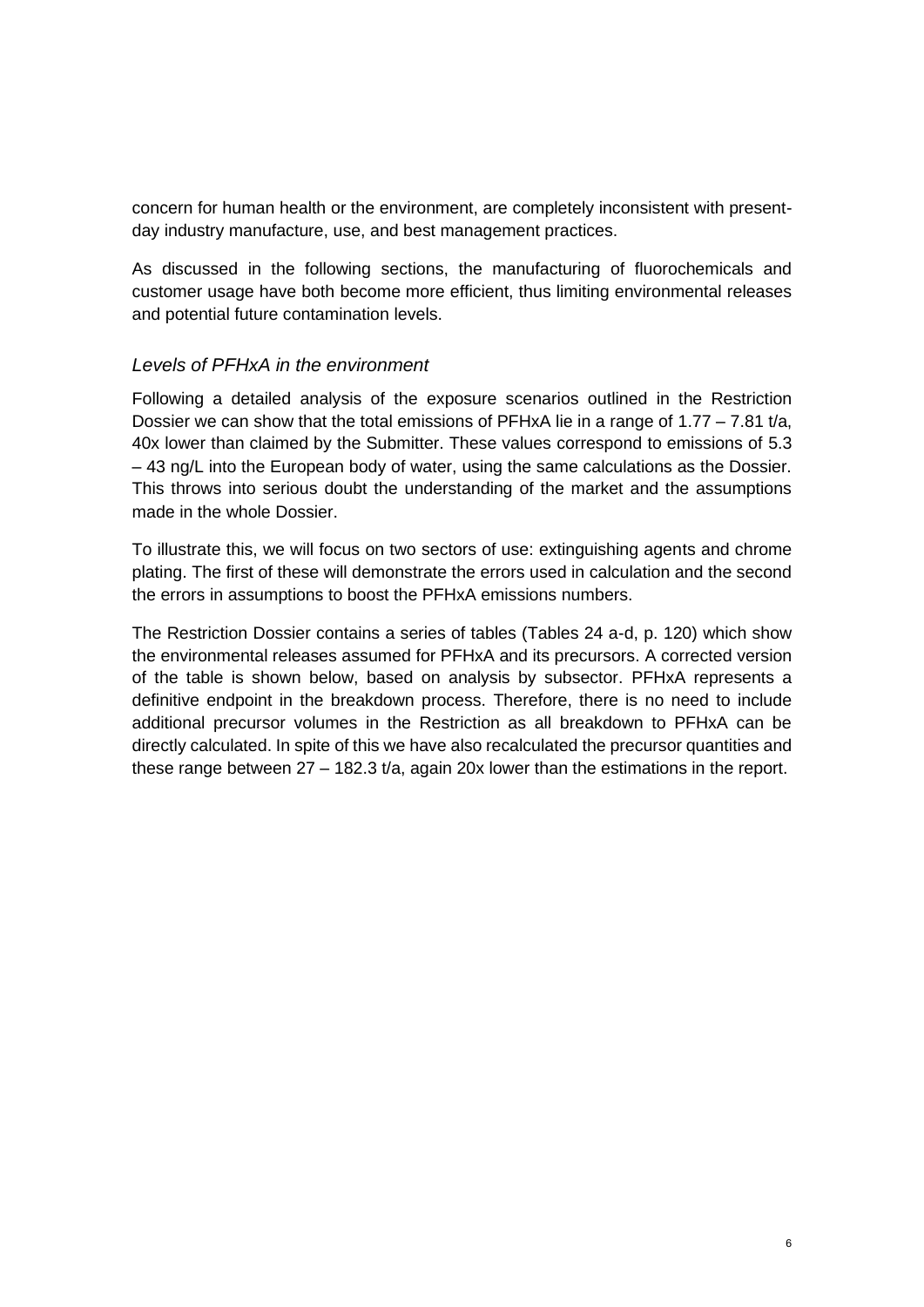concern for human health or the environment, are completely inconsistent with present-day industry manufacture, use, and best management practices.

As discussed in the following sections, the manufacturing of fluorochemicals and customer usage have both become more efficient, thus limiting environmental releases and potential future contamination levels.

### *Levels of PFHxA in the environment*

Following a detailed analysis of the exposure scenarios outlined in the Restriction Dossier we can show that the total emissions of PFHxA lie in a range of 1.77 – 7.81 t/a, 40x lower than claimed by the Submitter. These values correspond to emissions of 5.3 – 43 ng/L into the European body of water, using the same calculations as the Dossier. This throws into serious doubt the understanding of the market and the assumptions made in the whole Dossier.

To illustrate this, we will focus on two sectors of use: extinguishing agents and chrome plating. The first of these will demonstrate the errors used in calculation and the second the errors in assumptions to boost the PFHxA emissions numbers.

The Restriction Dossier contains a series of tables (Tables 24 a-d, p. 120) which show the environmental releases assumed for PFHxA and its precursors. A corrected version of the table is shown below, based on analysis by subsector. PFHxA represents a definitive endpoint in the breakdown process. Therefore, there is no need to include additional precursor volumes in the Restriction as all breakdown to PFHxA can be directly calculated. In spite of this we have also recalculated the precursor quantities and these range between 27 – 182.3 t/a, again 20x lower than the estimations in the report.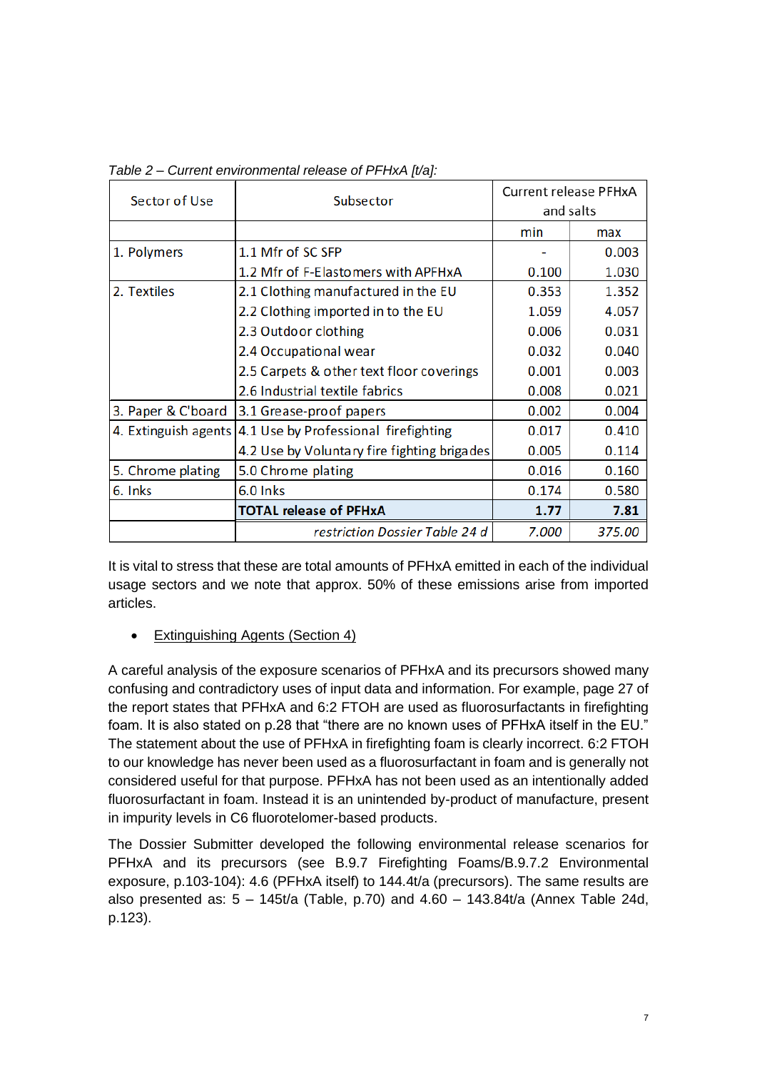*Table 2 – Current environmental release of PFHxA [t/a]:*

| Sector of Use | Subsector | Current release PFHxA and salts | |
|---|---|---|---|
| | | min | max |
| 1. Polymers | 1.1 Mfr of SC SFP | - | 0.003 |
| | 1.2 Mfr of F-Elastomers with APFHxA | 0.100 | 1.030 |
| 2. Textiles | 2.1 Clothing manufactured in the EU | 0.353 | 1.352 |
| | 2.2 Clothing imported in to the EU | 1.059 | 4.057 |
| | 2.3 Outdoor clothing | 0.006 | 0.031 |
| | 2.4 Occupational wear | 0.032 | 0.040 |
| | 2.5 Carpets & other text floor coverings | 0.001 | 0.003 |
| | 2.6 Industrial textile fabrics | 0.008 | 0.021 |
| 3. Paper & C'board | 3.1 Grease-proof papers | 0.002 | 0.004 |
| 4. Extinguish agents | 4.1 Use by Professional firefighting | 0.017 | 0.410 |
| | 4.2 Use by Voluntary fire fighting brigades | 0.005 | 0.114 |
| 5. Chrome plating | 5.0 Chrome plating | 0.016 | 0.160 |
| 6. Inks | 6.0 Inks | 0.174 | 0.580 |
| | **TOTAL release of PFHxA** | **1.77** | **7.81** |
| | *restriction Dossier Table 24 d* | *7.000* | *375.00* |

It is vital to stress that these are total amounts of PFHxA emitted in each of the individual usage sectors and we note that approx. 50% of these emissions arise from imported articles.

- Extinguishing Agents (Section 4)

A careful analysis of the exposure scenarios of PFHxA and its precursors showed many confusing and contradictory uses of input data and information. For example, page 27 of the report states that PFHxA and 6:2 FTOH are used as fluorosurfactants in firefighting foam. It is also stated on p.28 that "there are no known uses of PFHxA itself in the EU." The statement about the use of PFHxA in firefighting foam is clearly incorrect. 6:2 FTOH to our knowledge has never been used as a fluorosurfactant in foam and is generally not considered useful for that purpose. PFHxA has not been used as an intentionally added fluorosurfactant in foam. Instead it is an unintended by-product of manufacture, present in impurity levels in C6 fluorotelomer-based products.

The Dossier Submitter developed the following environmental release scenarios for PFHxA and its precursors (see B.9.7 Firefighting Foams/B.9.7.2 Environmental exposure, p.103-104): 4.6 (PFHxA itself) to 144.4t/a (precursors). The same results are also presented as: 5 – 145t/a (Table, p.70) and 4.60 – 143.84t/a (Annex Table 24d, p.123).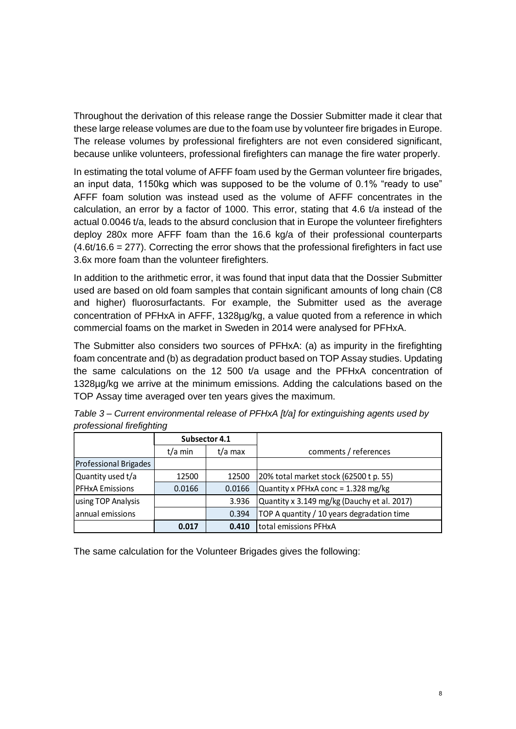Throughout the derivation of this release range the Dossier Submitter made it clear that these large release volumes are due to the foam use by volunteer fire brigades in Europe. The release volumes by professional firefighters are not even considered significant, because unlike volunteers, professional firefighters can manage the fire water properly.

In estimating the total volume of AFFF foam used by the German volunteer fire brigades, an input data, 1150kg which was supposed to be the volume of 0.1% "ready to use" AFFF foam solution was instead used as the volume of AFFF concentrates in the calculation, an error by a factor of 1000. This error, stating that 4.6 t/a instead of the actual 0.0046 t/a, leads to the absurd conclusion that in Europe the volunteer firefighters deploy 280x more AFFF foam than the 16.6 kg/a of their professional counterparts (4.6t/16.6 = 277). Correcting the error shows that the professional firefighters in fact use 3.6x more foam than the volunteer firefighters.

In addition to the arithmetic error, it was found that input data that the Dossier Submitter used are based on old foam samples that contain significant amounts of long chain (C8 and higher) fluorosurfactants. For example, the Submitter used as the average concentration of PFHxA in AFFF, 1328µg/kg, a value quoted from a reference in which commercial foams on the market in Sweden in 2014 were analysed for PFHxA.

The Submitter also considers two sources of PFHxA: (a) as impurity in the firefighting foam concentrate and (b) as degradation product based on TOP Assay studies. Updating the same calculations on the 12 500 t/a usage and the PFHxA concentration of 1328µg/kg we arrive at the minimum emissions. Adding the calculations based on the TOP Assay time averaged over ten years gives the maximum.

*Table 3 – Current environmental release of PFHxA [t/a] for extinguishing agents used by professional firefighting*

| | Subsector 4.1 | | |
|---|---|---|---|
| | t/a min | t/a max | comments / references |
| Professional Brigades | | | |
| Quantity used t/a | 12500 | 12500 | 20% total market stock (62500 t p. 55) |
| PFHxA Emissions | 0.0166 | 0.0166 | Quantity x PFHxA conc = 1.328 mg/kg |
| using TOP Analysis | | 3.936 | Quantity x 3.149 mg/kg (Dauchy et al. 2017) |
| annual emissions | | 0.394 | TOP A quantity / 10 years degradation time |
| | **0.017** | **0.410** | total emissions PFHxA |

The same calculation for the Volunteer Brigades gives the following: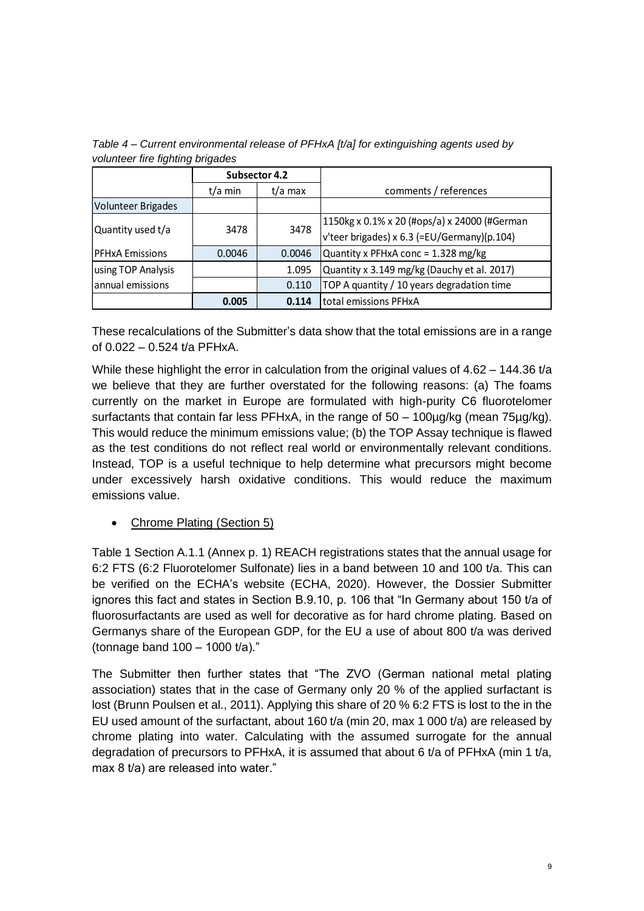*Table 4 – Current environmental release of PFHxA [t/a] for extinguishing agents used by volunteer fire fighting brigades*

| | Subsector 4.2 | | |
|---|---|---|---|
| | t/a min | t/a max | comments / references |
| Volunteer Brigades | | | |
| Quantity used t/a | 3478 | 3478 | 1150kg x 0.1% x 20 (#ops/a) x 24000 (#German v'teer brigades) x 6.3 (=EU/Germany)(p.104) |
| PFHxA Emissions | 0.0046 | 0.0046 | Quantity x PFHxA conc = 1.328 mg/kg |
| using TOP Analysis | | 1.095 | Quantity x 3.149 mg/kg (Dauchy et al. 2017) |
| annual emissions | | 0.110 | TOP A quantity / 10 years degradation time |
| | **0.005** | **0.114** | total emissions PFHxA |

These recalculations of the Submitter's data show that the total emissions are in a range of 0.022 – 0.524 t/a PFHxA.

While these highlight the error in calculation from the original values of 4.62 – 144.36 t/a we believe that they are further overstated for the following reasons: (a) The foams currently on the market in Europe are formulated with high-purity C6 fluorotelomer surfactants that contain far less PFHxA, in the range of 50 – 100µg/kg (mean 75µg/kg). This would reduce the minimum emissions value; (b) the TOP Assay technique is flawed as the test conditions do not reflect real world or environmentally relevant conditions. Instead, TOP is a useful technique to help determine what precursors might become under excessively harsh oxidative conditions. This would reduce the maximum emissions value.

- Chrome Plating (Section 5)

Table 1 Section A.1.1 (Annex p. 1) REACH registrations states that the annual usage for 6:2 FTS (6:2 Fluorotelomer Sulfonate) lies in a band between 10 and 100 t/a. This can be verified on the ECHA's website (ECHA, 2020). However, the Dossier Submitter ignores this fact and states in Section B.9.10, p. 106 that "In Germany about 150 t/a of fluorosurfactants are used as well for decorative as for hard chrome plating. Based on Germanys share of the European GDP, for the EU a use of about 800 t/a was derived (tonnage band 100 – 1000 t/a)."

The Submitter then further states that "The ZVO (German national metal plating association) states that in the case of Germany only 20 % of the applied surfactant is lost (Brunn Poulsen et al., 2011). Applying this share of 20 % 6:2 FTS is lost to the in the EU used amount of the surfactant, about 160 t/a (min 20, max 1 000 t/a) are released by chrome plating into water. Calculating with the assumed surrogate for the annual degradation of precursors to PFHxA, it is assumed that about 6 t/a of PFHxA (min 1 t/a, max 8 t/a) are released into water."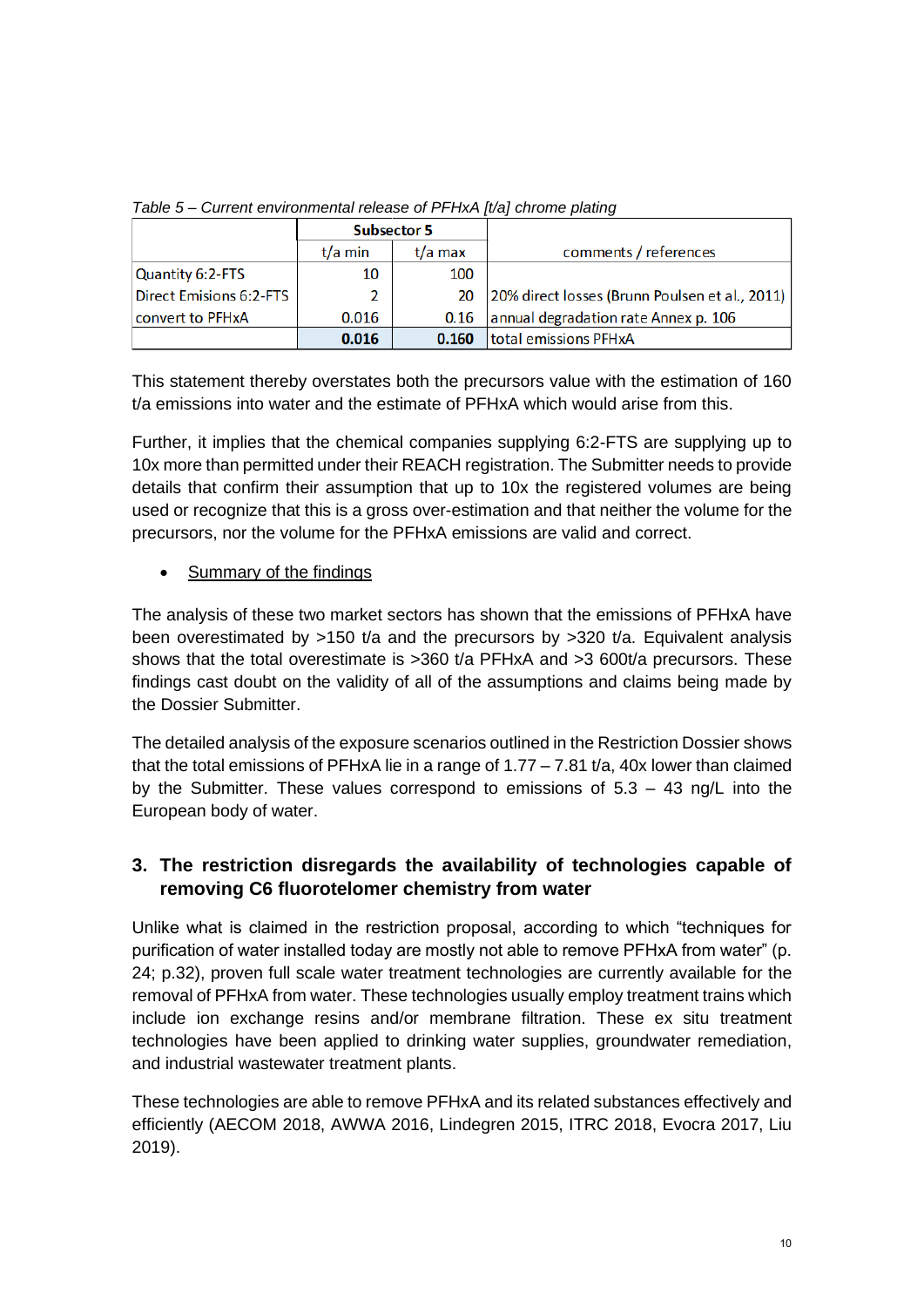*Table 5 – Current environmental release of PFHxA [t/a] chrome plating*

| | Subsector 5 | | comments / references |
|---|---|---|---|
| | t/a min | t/a max | |
| Quantity 6:2-FTS | 10 | 100 | |
| Direct Emisions 6:2-FTS | 2 | 20 | 20% direct losses (Brunn Poulsen et al., 2011) |
| convert to PFHxA | 0.016 | 0.16 | annual degradation rate Annex p. 106 |
| | **0.016** | **0.160** | total emissions PFHxA |

This statement thereby overstates both the precursors value with the estimation of 160 t/a emissions into water and the estimate of PFHxA which would arise from this.

Further, it implies that the chemical companies supplying 6:2-FTS are supplying up to 10x more than permitted under their REACH registration. The Submitter needs to provide details that confirm their assumption that up to 10x the registered volumes are being used or recognize that this is a gross over-estimation and that neither the volume for the precursors, nor the volume for the PFHxA emissions are valid and correct.

- Summary of the findings

The analysis of these two market sectors has shown that the emissions of PFHxA have been overestimated by >150 t/a and the precursors by >320 t/a. Equivalent analysis shows that the total overestimate is >360 t/a PFHxA and >3 600t/a precursors. These findings cast doubt on the validity of all of the assumptions and claims being made by the Dossier Submitter.

The detailed analysis of the exposure scenarios outlined in the Restriction Dossier shows that the total emissions of PFHxA lie in a range of 1.77 – 7.81 t/a, 40x lower than claimed by the Submitter. These values correspond to emissions of 5.3 – 43 ng/L into the European body of water.

## 3. The restriction disregards the availability of technologies capable of removing C6 fluorotelomer chemistry from water

Unlike what is claimed in the restriction proposal, according to which “techniques for purification of water installed today are mostly not able to remove PFHxA from water” (p. 24; p.32), proven full scale water treatment technologies are currently available for the removal of PFHxA from water. These technologies usually employ treatment trains which include ion exchange resins and/or membrane filtration. These ex situ treatment technologies have been applied to drinking water supplies, groundwater remediation, and industrial wastewater treatment plants.

These technologies are able to remove PFHxA and its related substances effectively and efficiently (AECOM 2018, AWWA 2016, Lindegren 2015, ITRC 2018, Evocra 2017, Liu 2019).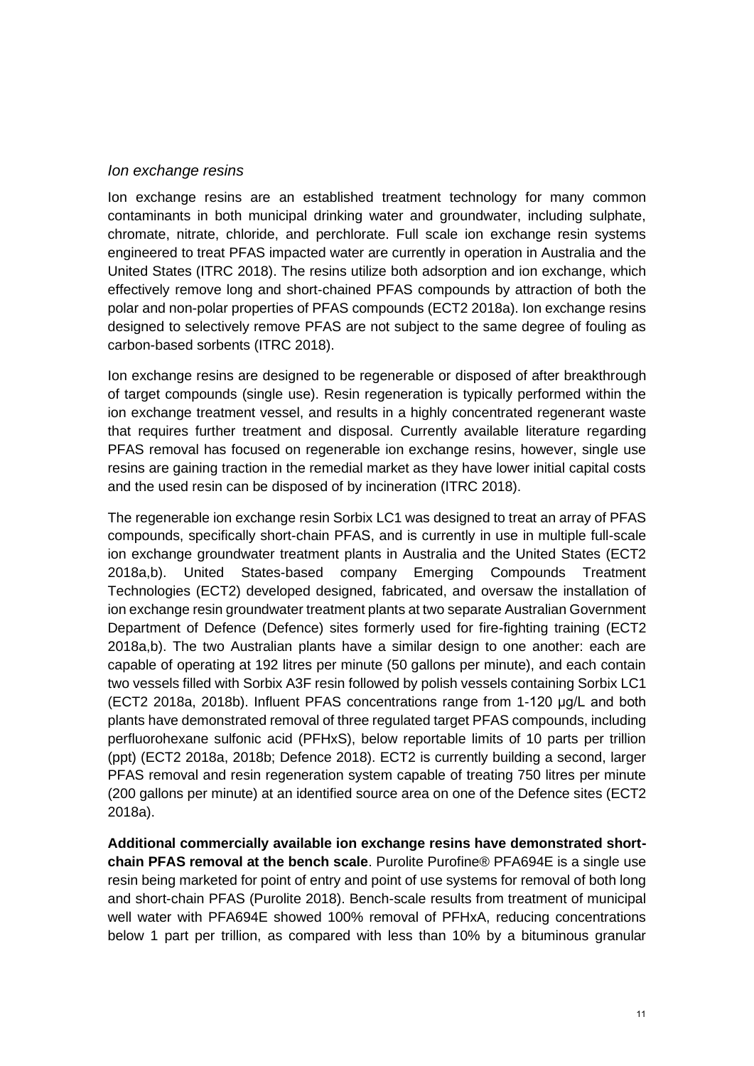### *Ion exchange resins*

Ion exchange resins are an established treatment technology for many common contaminants in both municipal drinking water and groundwater, including sulphate, chromate, nitrate, chloride, and perchlorate. Full scale ion exchange resin systems engineered to treat PFAS impacted water are currently in operation in Australia and the United States (ITRC 2018). The resins utilize both adsorption and ion exchange, which effectively remove long and short-chained PFAS compounds by attraction of both the polar and non-polar properties of PFAS compounds (ECT2 2018a). Ion exchange resins designed to selectively remove PFAS are not subject to the same degree of fouling as carbon-based sorbents (ITRC 2018).

Ion exchange resins are designed to be regenerable or disposed of after breakthrough of target compounds (single use). Resin regeneration is typically performed within the ion exchange treatment vessel, and results in a highly concentrated regenerant waste that requires further treatment and disposal. Currently available literature regarding PFAS removal has focused on regenerable ion exchange resins, however, single use resins are gaining traction in the remedial market as they have lower initial capital costs and the used resin can be disposed of by incineration (ITRC 2018).

The regenerable ion exchange resin Sorbix LC1 was designed to treat an array of PFAS compounds, specifically short-chain PFAS, and is currently in use in multiple full-scale ion exchange groundwater treatment plants in Australia and the United States (ECT2 2018a,b). United States-based company Emerging Compounds Treatment Technologies (ECT2) developed designed, fabricated, and oversaw the installation of ion exchange resin groundwater treatment plants at two separate Australian Government Department of Defence (Defence) sites formerly used for fire-fighting training (ECT2 2018a,b). The two Australian plants have a similar design to one another: each are capable of operating at 192 litres per minute (50 gallons per minute), and each contain two vessels filled with Sorbix A3F resin followed by polish vessels containing Sorbix LC1 (ECT2 2018a, 2018b). Influent PFAS concentrations range from 1-120 µg/L and both plants have demonstrated removal of three regulated target PFAS compounds, including perfluorohexane sulfonic acid (PFHxS), below reportable limits of 10 parts per trillion (ppt) (ECT2 2018a, 2018b; Defence 2018). ECT2 is currently building a second, larger PFAS removal and resin regeneration system capable of treating 750 litres per minute (200 gallons per minute) at an identified source area on one of the Defence sites (ECT2 2018a).

**Additional commercially available ion exchange resins have demonstrated short-chain PFAS removal at the bench scale**. Purolite Purofine® PFA694E is a single use resin being marketed for point of entry and point of use systems for removal of both long and short-chain PFAS (Purolite 2018). Bench-scale results from treatment of municipal well water with PFA694E showed 100% removal of PFHxA, reducing concentrations below 1 part per trillion, as compared with less than 10% by a bituminous granular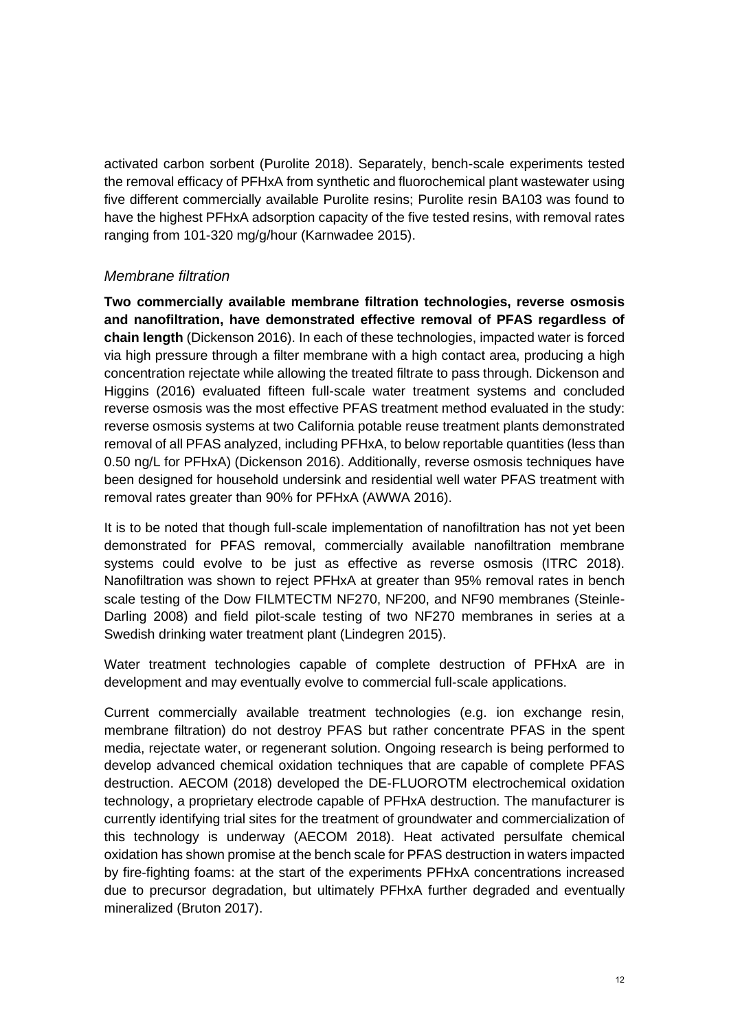activated carbon sorbent (Purolite 2018). Separately, bench-scale experiments tested the removal efficacy of PFHxA from synthetic and fluorochemical plant wastewater using five different commercially available Purolite resins; Purolite resin BA103 was found to have the highest PFHxA adsorption capacity of the five tested resins, with removal rates ranging from 101-320 mg/g/hour (Karnwadee 2015).

### *Membrane filtration*

**Two commercially available membrane filtration technologies, reverse osmosis and nanofiltration, have demonstrated effective removal of PFAS regardless of chain length** (Dickenson 2016). In each of these technologies, impacted water is forced via high pressure through a filter membrane with a high contact area, producing a high concentration rejectate while allowing the treated filtrate to pass through. Dickenson and Higgins (2016) evaluated fifteen full-scale water treatment systems and concluded reverse osmosis was the most effective PFAS treatment method evaluated in the study: reverse osmosis systems at two California potable reuse treatment plants demonstrated removal of all PFAS analyzed, including PFHxA, to below reportable quantities (less than 0.50 ng/L for PFHxA) (Dickenson 2016). Additionally, reverse osmosis techniques have been designed for household undersink and residential well water PFAS treatment with removal rates greater than 90% for PFHxA (AWWA 2016).

It is to be noted that though full-scale implementation of nanofiltration has not yet been demonstrated for PFAS removal, commercially available nanofiltration membrane systems could evolve to be just as effective as reverse osmosis (ITRC 2018). Nanofiltration was shown to reject PFHxA at greater than 95% removal rates in bench scale testing of the Dow FILMTECTM NF270, NF200, and NF90 membranes (Steinle-Darling 2008) and field pilot-scale testing of two NF270 membranes in series at a Swedish drinking water treatment plant (Lindegren 2015).

Water treatment technologies capable of complete destruction of PFHxA are in development and may eventually evolve to commercial full-scale applications.

Current commercially available treatment technologies (e.g. ion exchange resin, membrane filtration) do not destroy PFAS but rather concentrate PFAS in the spent media, rejectate water, or regenerant solution. Ongoing research is being performed to develop advanced chemical oxidation techniques that are capable of complete PFAS destruction. AECOM (2018) developed the DE-FLUOROTM electrochemical oxidation technology, a proprietary electrode capable of PFHxA destruction. The manufacturer is currently identifying trial sites for the treatment of groundwater and commercialization of this technology is underway (AECOM 2018). Heat activated persulfate chemical oxidation has shown promise at the bench scale for PFAS destruction in waters impacted by fire-fighting foams: at the start of the experiments PFHxA concentrations increased due to precursor degradation, but ultimately PFHxA further degraded and eventually mineralized (Bruton 2017).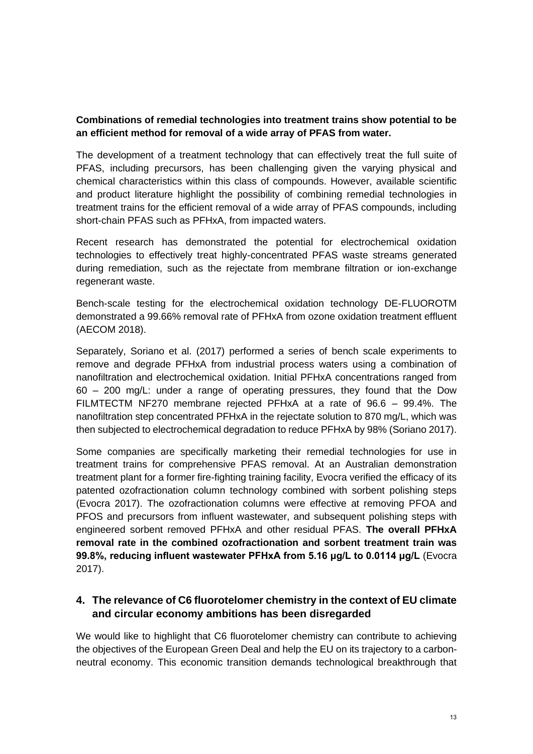**Combinations of remedial technologies into treatment trains show potential to be an efficient method for removal of a wide array of PFAS from water.**

The development of a treatment technology that can effectively treat the full suite of PFAS, including precursors, has been challenging given the varying physical and chemical characteristics within this class of compounds. However, available scientific and product literature highlight the possibility of combining remedial technologies in treatment trains for the efficient removal of a wide array of PFAS compounds, including short-chain PFAS such as PFHxA, from impacted waters.

Recent research has demonstrated the potential for electrochemical oxidation technologies to effectively treat highly-concentrated PFAS waste streams generated during remediation, such as the rejectate from membrane filtration or ion-exchange regenerant waste.

Bench-scale testing for the electrochemical oxidation technology DE-FLUOROTM demonstrated a 99.66% removal rate of PFHxA from ozone oxidation treatment effluent (AECOM 2018).

Separately, Soriano et al. (2017) performed a series of bench scale experiments to remove and degrade PFHxA from industrial process waters using a combination of nanofiltration and electrochemical oxidation. Initial PFHxA concentrations ranged from 60 – 200 mg/L: under a range of operating pressures, they found that the Dow FILMTECTM NF270 membrane rejected PFHxA at a rate of 96.6 – 99.4%. The nanofiltration step concentrated PFHxA in the rejectate solution to 870 mg/L, which was then subjected to electrochemical degradation to reduce PFHxA by 98% (Soriano 2017).

Some companies are specifically marketing their remedial technologies for use in treatment trains for comprehensive PFAS removal. At an Australian demonstration treatment plant for a former fire-fighting training facility, Evocra verified the efficacy of its patented ozofractionation column technology combined with sorbent polishing steps (Evocra 2017). The ozofractionation columns were effective at removing PFOA and PFOS and precursors from influent wastewater, and subsequent polishing steps with engineered sorbent removed PFHxA and other residual PFAS. **The overall PFHxA removal rate in the combined ozofractionation and sorbent treatment train was 99.8%, reducing influent wastewater PFHxA from 5.16 µg/L to 0.0114 µg/L** (Evocra 2017).

## 4. The relevance of C6 fluorotelomer chemistry in the context of EU climate and circular economy ambitions has been disregarded

We would like to highlight that C6 fluorotelomer chemistry can contribute to achieving the objectives of the European Green Deal and help the EU on its trajectory to a carbon-neutral economy. This economic transition demands technological breakthrough that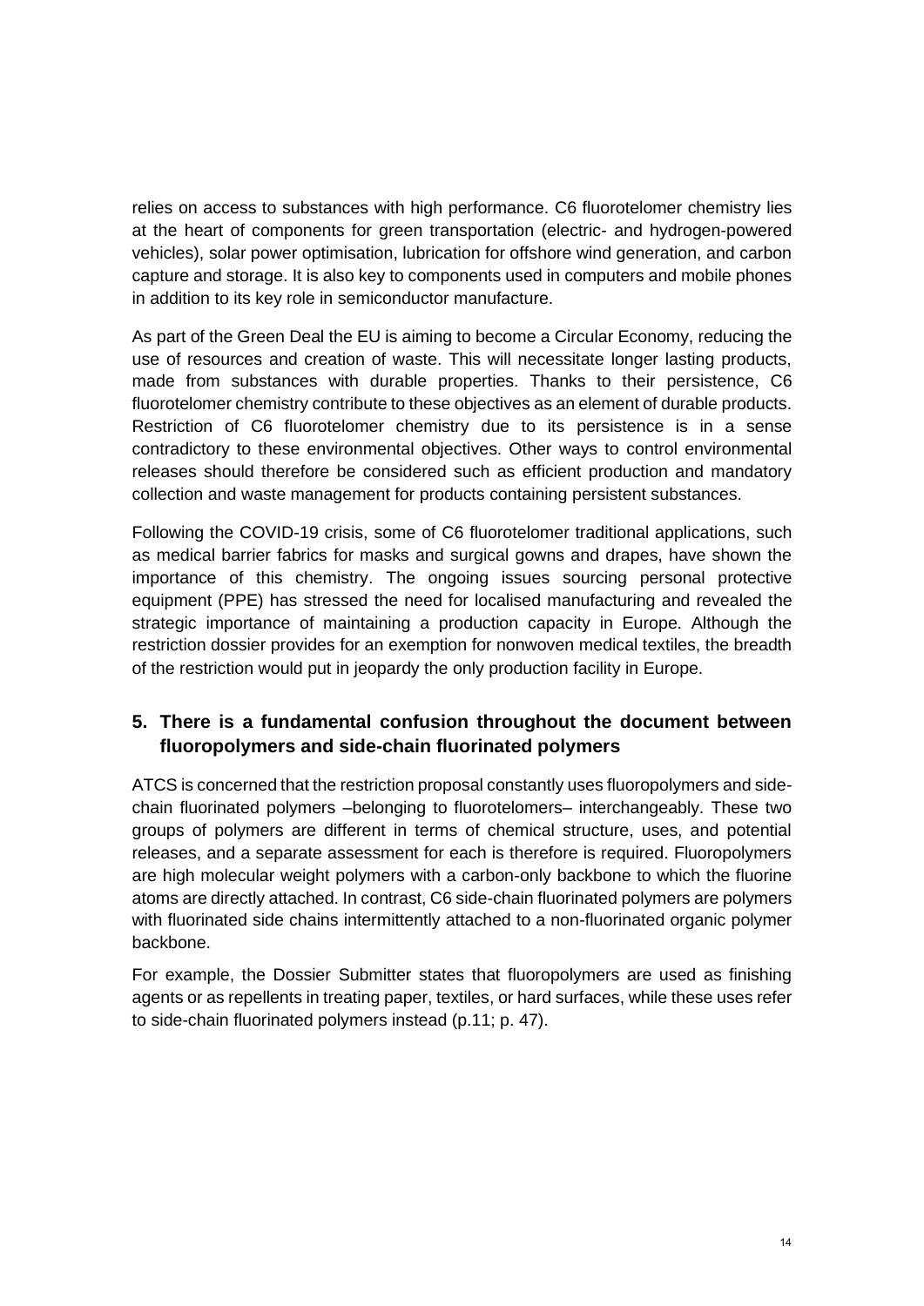relies on access to substances with high performance. C6 fluorotelomer chemistry lies at the heart of components for green transportation (electric- and hydrogen-powered vehicles), solar power optimisation, lubrication for offshore wind generation, and carbon capture and storage. It is also key to components used in computers and mobile phones in addition to its key role in semiconductor manufacture.

As part of the Green Deal the EU is aiming to become a Circular Economy, reducing the use of resources and creation of waste. This will necessitate longer lasting products, made from substances with durable properties. Thanks to their persistence, C6 fluorotelomer chemistry contribute to these objectives as an element of durable products. Restriction of C6 fluorotelomer chemistry due to its persistence is in a sense contradictory to these environmental objectives. Other ways to control environmental releases should therefore be considered such as efficient production and mandatory collection and waste management for products containing persistent substances.

Following the COVID-19 crisis, some of C6 fluorotelomer traditional applications, such as medical barrier fabrics for masks and surgical gowns and drapes, have shown the importance of this chemistry. The ongoing issues sourcing personal protective equipment (PPE) has stressed the need for localised manufacturing and revealed the strategic importance of maintaining a production capacity in Europe. Although the restriction dossier provides for an exemption for nonwoven medical textiles, the breadth of the restriction would put in jeopardy the only production facility in Europe.

## 5. There is a fundamental confusion throughout the document between fluoropolymers and side-chain fluorinated polymers

ATCS is concerned that the restriction proposal constantly uses fluoropolymers and side-chain fluorinated polymers –belonging to fluorotelomers– interchangeably. These two groups of polymers are different in terms of chemical structure, uses, and potential releases, and a separate assessment for each is therefore is required. Fluoropolymers are high molecular weight polymers with a carbon-only backbone to which the fluorine atoms are directly attached. In contrast, C6 side-chain fluorinated polymers are polymers with fluorinated side chains intermittently attached to a non-fluorinated organic polymer backbone.

For example, the Dossier Submitter states that fluoropolymers are used as finishing agents or as repellents in treating paper, textiles, or hard surfaces, while these uses refer to side-chain fluorinated polymers instead (p.11; p. 47).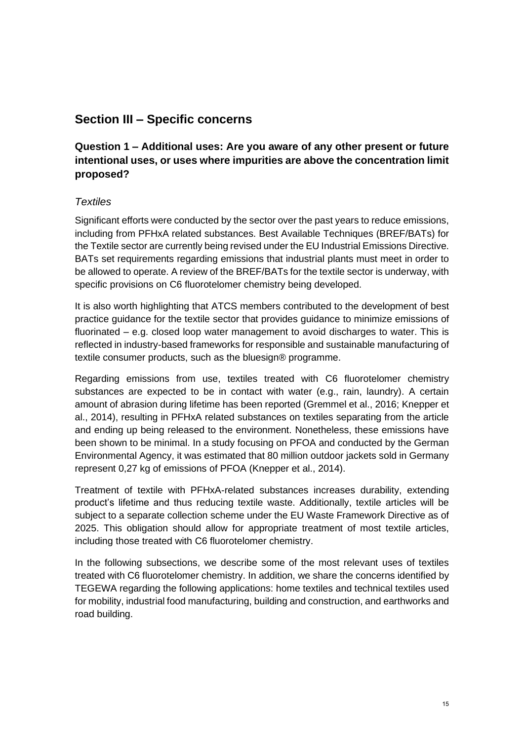## Section III – Specific concerns

### Question 1 – Additional uses: Are you aware of any other present or future intentional uses, or uses where impurities are above the concentration limit proposed?

*Textiles*

Significant efforts were conducted by the sector over the past years to reduce emissions, including from PFHxA related substances. Best Available Techniques (BREF/BATs) for the Textile sector are currently being revised under the EU Industrial Emissions Directive. BATs set requirements regarding emissions that industrial plants must meet in order to be allowed to operate. A review of the BREF/BATs for the textile sector is underway, with specific provisions on C6 fluorotelomer chemistry being developed.

It is also worth highlighting that ATCS members contributed to the development of best practice guidance for the textile sector that provides guidance to minimize emissions of fluorinated – e.g. closed loop water management to avoid discharges to water. This is reflected in industry-based frameworks for responsible and sustainable manufacturing of textile consumer products, such as the bluesign® programme.

Regarding emissions from use, textiles treated with C6 fluorotelomer chemistry substances are expected to be in contact with water (e.g., rain, laundry). A certain amount of abrasion during lifetime has been reported (Gremmel et al., 2016; Knepper et al., 2014), resulting in PFHxA related substances on textiles separating from the article and ending up being released to the environment. Nonetheless, these emissions have been shown to be minimal. In a study focusing on PFOA and conducted by the German Environmental Agency, it was estimated that 80 million outdoor jackets sold in Germany represent 0,27 kg of emissions of PFOA (Knepper et al., 2014).

Treatment of textile with PFHxA-related substances increases durability, extending product's lifetime and thus reducing textile waste. Additionally, textile articles will be subject to a separate collection scheme under the EU Waste Framework Directive as of 2025. This obligation should allow for appropriate treatment of most textile articles, including those treated with C6 fluorotelomer chemistry.

In the following subsections, we describe some of the most relevant uses of textiles treated with C6 fluorotelomer chemistry. In addition, we share the concerns identified by TEGEWA regarding the following applications: home textiles and technical textiles used for mobility, industrial food manufacturing, building and construction, and earthworks and road building.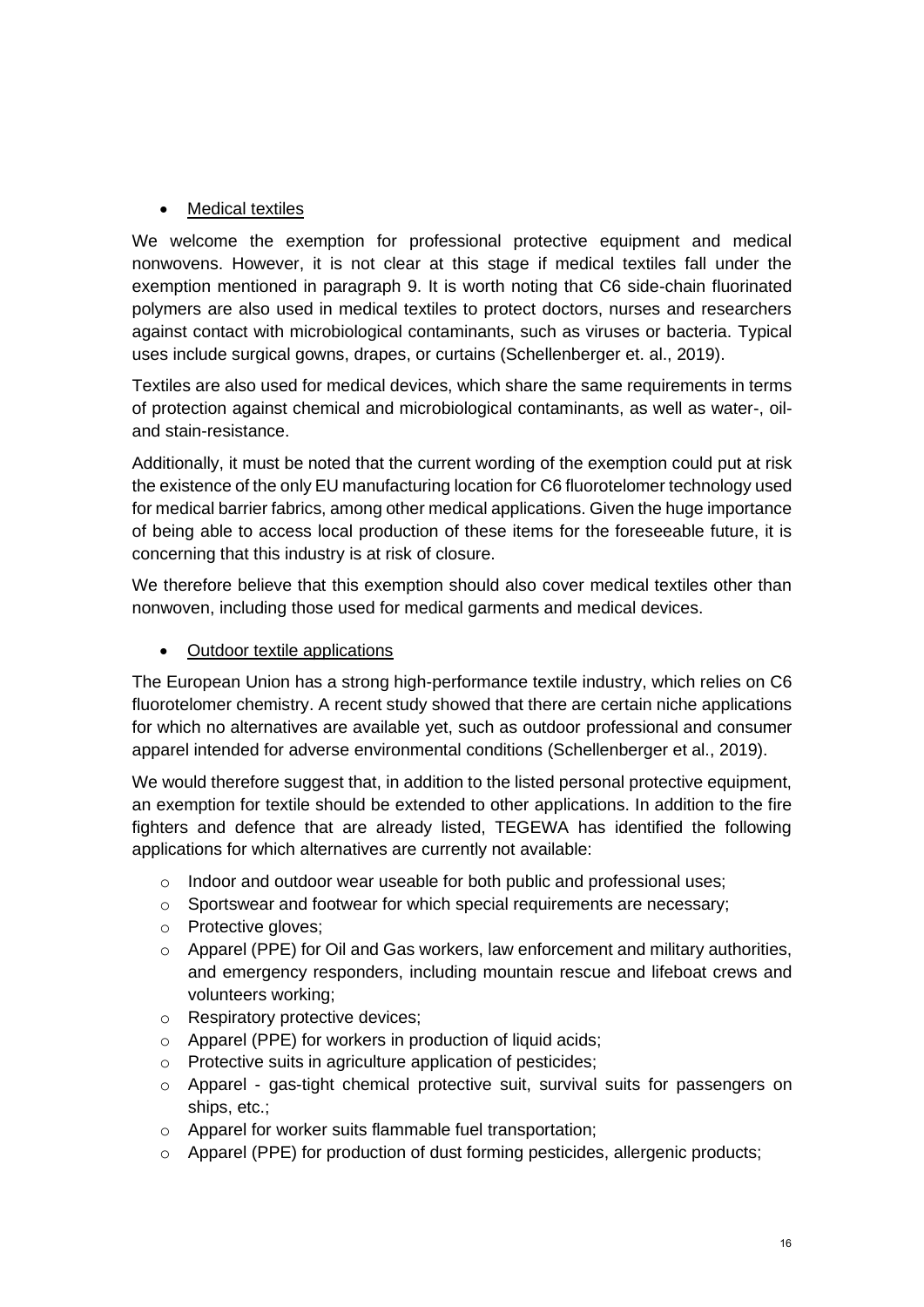- Medical textiles

We welcome the exemption for professional protective equipment and medical nonwovens. However, it is not clear at this stage if medical textiles fall under the exemption mentioned in paragraph 9. It is worth noting that C6 side-chain fluorinated polymers are also used in medical textiles to protect doctors, nurses and researchers against contact with microbiological contaminants, such as viruses or bacteria. Typical uses include surgical gowns, drapes, or curtains (Schellenberger et. al., 2019).

Textiles are also used for medical devices, which share the same requirements in terms of protection against chemical and microbiological contaminants, as well as water-, oil- and stain-resistance.

Additionally, it must be noted that the current wording of the exemption could put at risk the existence of the only EU manufacturing location for C6 fluorotelomer technology used for medical barrier fabrics, among other medical applications. Given the huge importance of being able to access local production of these items for the foreseeable future, it is concerning that this industry is at risk of closure.

We therefore believe that this exemption should also cover medical textiles other than nonwoven, including those used for medical garments and medical devices.

- Outdoor textile applications

The European Union has a strong high-performance textile industry, which relies on C6 fluorotelomer chemistry. A recent study showed that there are certain niche applications for which no alternatives are available yet, such as outdoor professional and consumer apparel intended for adverse environmental conditions (Schellenberger et al., 2019).

We would therefore suggest that, in addition to the listed personal protective equipment, an exemption for textile should be extended to other applications. In addition to the fire fighters and defence that are already listed, TEGEWA has identified the following applications for which alternatives are currently not available:

- Indoor and outdoor wear useable for both public and professional uses;
- Sportswear and footwear for which special requirements are necessary;
- Protective gloves;
- Apparel (PPE) for Oil and Gas workers, law enforcement and military authorities, and emergency responders, including mountain rescue and lifeboat crews and volunteers working;
- Respiratory protective devices;
- Apparel (PPE) for workers in production of liquid acids;
- Protective suits in agriculture application of pesticides;
- Apparel - gas-tight chemical protective suit, survival suits for passengers on ships, etc.;
- Apparel for worker suits flammable fuel transportation;
- Apparel (PPE) for production of dust forming pesticides, allergenic products;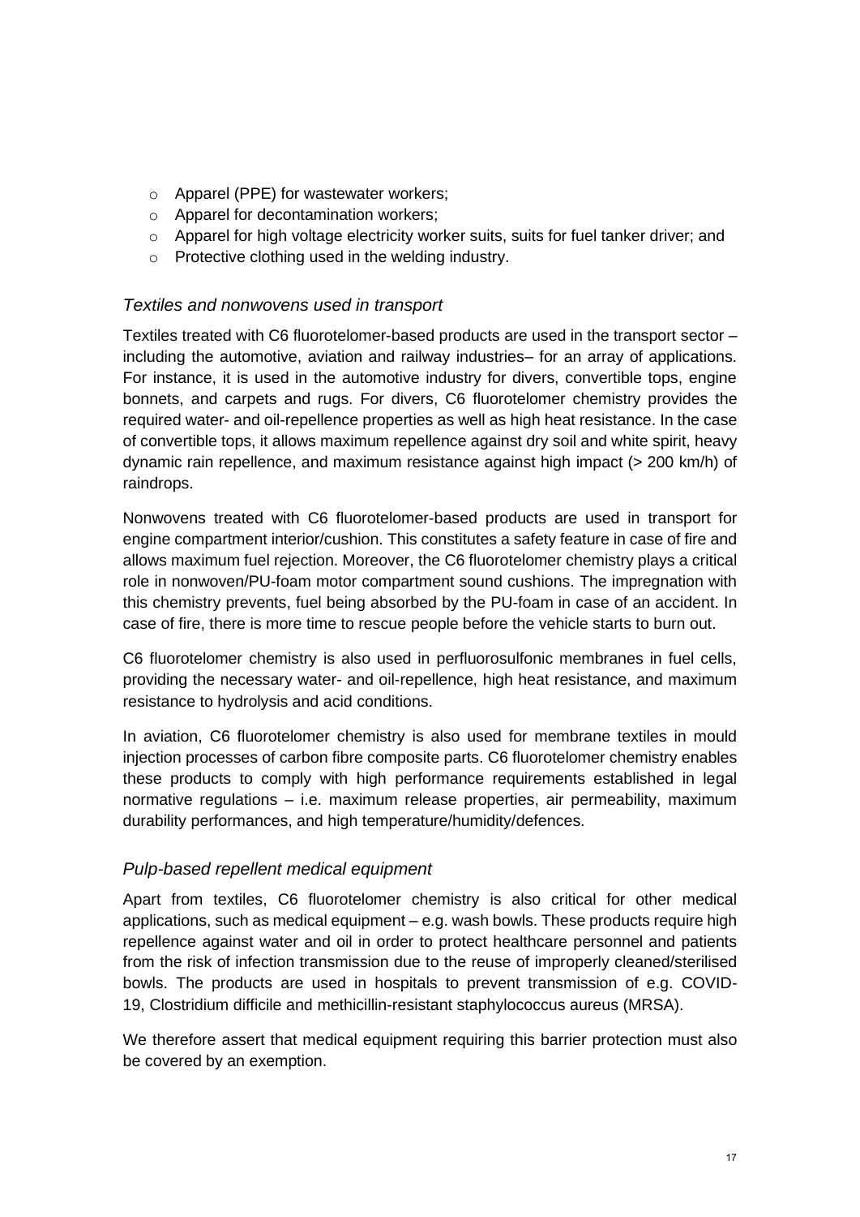- Apparel (PPE) for wastewater workers;
- Apparel for decontamination workers;
- Apparel for high voltage electricity worker suits, suits for fuel tanker driver; and
- Protective clothing used in the welding industry.

### *Textiles and nonwovens used in transport*

Textiles treated with C6 fluorotelomer-based products are used in the transport sector – including the automotive, aviation and railway industries– for an array of applications. For instance, it is used in the automotive industry for divers, convertible tops, engine bonnets, and carpets and rugs. For divers, C6 fluorotelomer chemistry provides the required water- and oil-repellence properties as well as high heat resistance. In the case of convertible tops, it allows maximum repellence against dry soil and white spirit, heavy dynamic rain repellence, and maximum resistance against high impact (> 200 km/h) of raindrops.

Nonwovens treated with C6 fluorotelomer-based products are used in transport for engine compartment interior/cushion. This constitutes a safety feature in case of fire and allows maximum fuel rejection. Moreover, the C6 fluorotelomer chemistry plays a critical role in nonwoven/PU-foam motor compartment sound cushions. The impregnation with this chemistry prevents, fuel being absorbed by the PU-foam in case of an accident. In case of fire, there is more time to rescue people before the vehicle starts to burn out.

C6 fluorotelomer chemistry is also used in perfluorosulfonic membranes in fuel cells, providing the necessary water- and oil-repellence, high heat resistance, and maximum resistance to hydrolysis and acid conditions.

In aviation, C6 fluorotelomer chemistry is also used for membrane textiles in mould injection processes of carbon fibre composite parts. C6 fluorotelomer chemistry enables these products to comply with high performance requirements established in legal normative regulations – i.e. maximum release properties, air permeability, maximum durability performances, and high temperature/humidity/defences.

### *Pulp-based repellent medical equipment*

Apart from textiles, C6 fluorotelomer chemistry is also critical for other medical applications, such as medical equipment – e.g. wash bowls. These products require high repellence against water and oil in order to protect healthcare personnel and patients from the risk of infection transmission due to the reuse of improperly cleaned/sterilised bowls. The products are used in hospitals to prevent transmission of e.g. COVID-19, Clostridium difficile and methicillin-resistant staphylococcus aureus (MRSA).

We therefore assert that medical equipment requiring this barrier protection must also be covered by an exemption.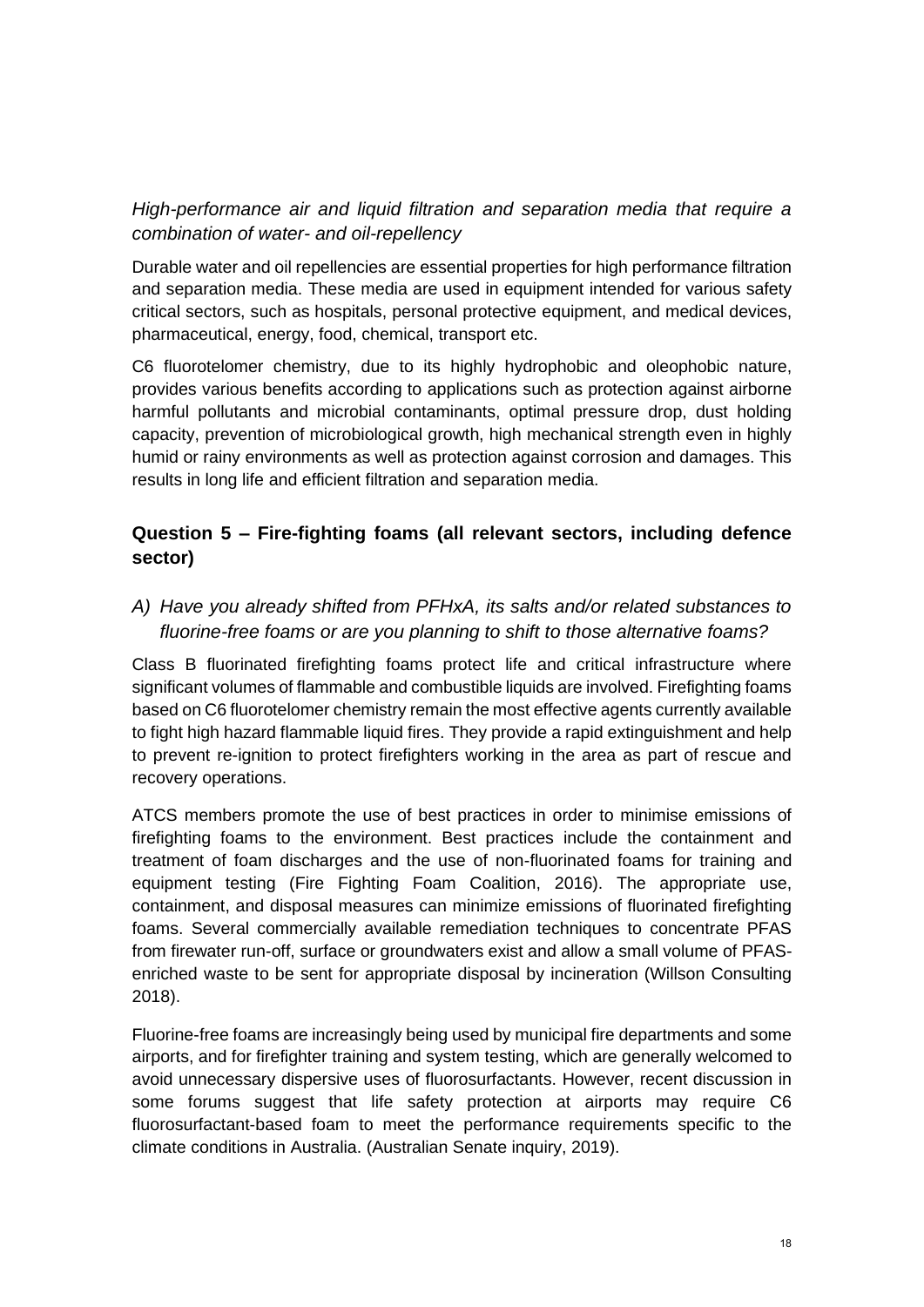*High-performance air and liquid filtration and separation media that require a combination of water- and oil-repellency*

Durable water and oil repellencies are essential properties for high performance filtration and separation media. These media are used in equipment intended for various safety critical sectors, such as hospitals, personal protective equipment, and medical devices, pharmaceutical, energy, food, chemical, transport etc.

C6 fluorotelomer chemistry, due to its highly hydrophobic and oleophobic nature, provides various benefits according to applications such as protection against airborne harmful pollutants and microbial contaminants, optimal pressure drop, dust holding capacity, prevention of microbiological growth, high mechanical strength even in highly humid or rainy environments as well as protection against corrosion and damages. This results in long life and efficient filtration and separation media.

## Question 5 – Fire-fighting foams (all relevant sectors, including defence sector)

### *A) Have you already shifted from PFHxA, its salts and/or related substances to fluorine-free foams or are you planning to shift to those alternative foams?*

Class B fluorinated firefighting foams protect life and critical infrastructure where significant volumes of flammable and combustible liquids are involved. Firefighting foams based on C6 fluorotelomer chemistry remain the most effective agents currently available to fight high hazard flammable liquid fires. They provide a rapid extinguishment and help to prevent re-ignition to protect firefighters working in the area as part of rescue and recovery operations.

ATCS members promote the use of best practices in order to minimise emissions of firefighting foams to the environment. Best practices include the containment and treatment of foam discharges and the use of non-fluorinated foams for training and equipment testing (Fire Fighting Foam Coalition, 2016). The appropriate use, containment, and disposal measures can minimize emissions of fluorinated firefighting foams. Several commercially available remediation techniques to concentrate PFAS from firewater run-off, surface or groundwaters exist and allow a small volume of PFAS-enriched waste to be sent for appropriate disposal by incineration (Willson Consulting 2018).

Fluorine-free foams are increasingly being used by municipal fire departments and some airports, and for firefighter training and system testing, which are generally welcomed to avoid unnecessary dispersive uses of fluorosurfactants. However, recent discussion in some forums suggest that life safety protection at airports may require C6 fluorosurfactant-based foam to meet the performance requirements specific to the climate conditions in Australia. (Australian Senate inquiry, 2019).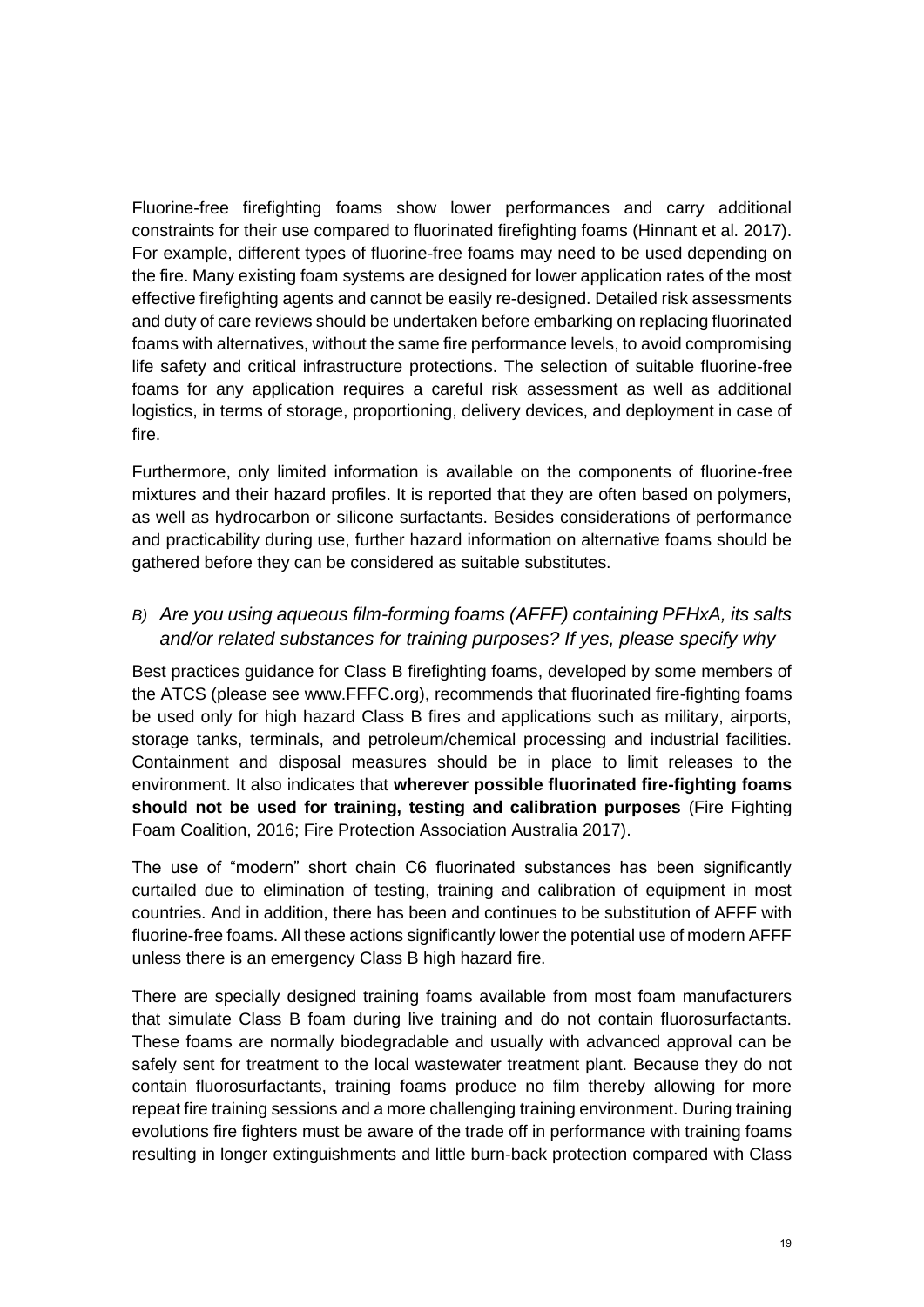Fluorine-free firefighting foams show lower performances and carry additional constraints for their use compared to fluorinated firefighting foams (Hinnant et al. 2017). For example, different types of fluorine-free foams may need to be used depending on the fire. Many existing foam systems are designed for lower application rates of the most effective firefighting agents and cannot be easily re-designed. Detailed risk assessments and duty of care reviews should be undertaken before embarking on replacing fluorinated foams with alternatives, without the same fire performance levels, to avoid compromising life safety and critical infrastructure protections. The selection of suitable fluorine-free foams for any application requires a careful risk assessment as well as additional logistics, in terms of storage, proportioning, delivery devices, and deployment in case of fire.

Furthermore, only limited information is available on the components of fluorine-free mixtures and their hazard profiles. It is reported that they are often based on polymers, as well as hydrocarbon or silicone surfactants. Besides considerations of performance and practicability during use, further hazard information on alternative foams should be gathered before they can be considered as suitable substitutes.

### *B) Are you using aqueous film-forming foams (AFFF) containing PFHxA, its salts and/or related substances for training purposes? If yes, please specify why*

Best practices guidance for Class B firefighting foams, developed by some members of the ATCS (please see www.FFFC.org), recommends that fluorinated fire-fighting foams be used only for high hazard Class B fires and applications such as military, airports, storage tanks, terminals, and petroleum/chemical processing and industrial facilities. Containment and disposal measures should be in place to limit releases to the environment. It also indicates that **wherever possible fluorinated fire-fighting foams should not be used for training, testing and calibration purposes** (Fire Fighting Foam Coalition, 2016; Fire Protection Association Australia 2017).

The use of "modern" short chain C6 fluorinated substances has been significantly curtailed due to elimination of testing, training and calibration of equipment in most countries. And in addition, there has been and continues to be substitution of AFFF with fluorine-free foams. All these actions significantly lower the potential use of modern AFFF unless there is an emergency Class B high hazard fire.

There are specially designed training foams available from most foam manufacturers that simulate Class B foam during live training and do not contain fluorosurfactants. These foams are normally biodegradable and usually with advanced approval can be safely sent for treatment to the local wastewater treatment plant. Because they do not contain fluorosurfactants, training foams produce no film thereby allowing for more repeat fire training sessions and a more challenging training environment. During training evolutions fire fighters must be aware of the trade off in performance with training foams resulting in longer extinguishments and little burn-back protection compared with Class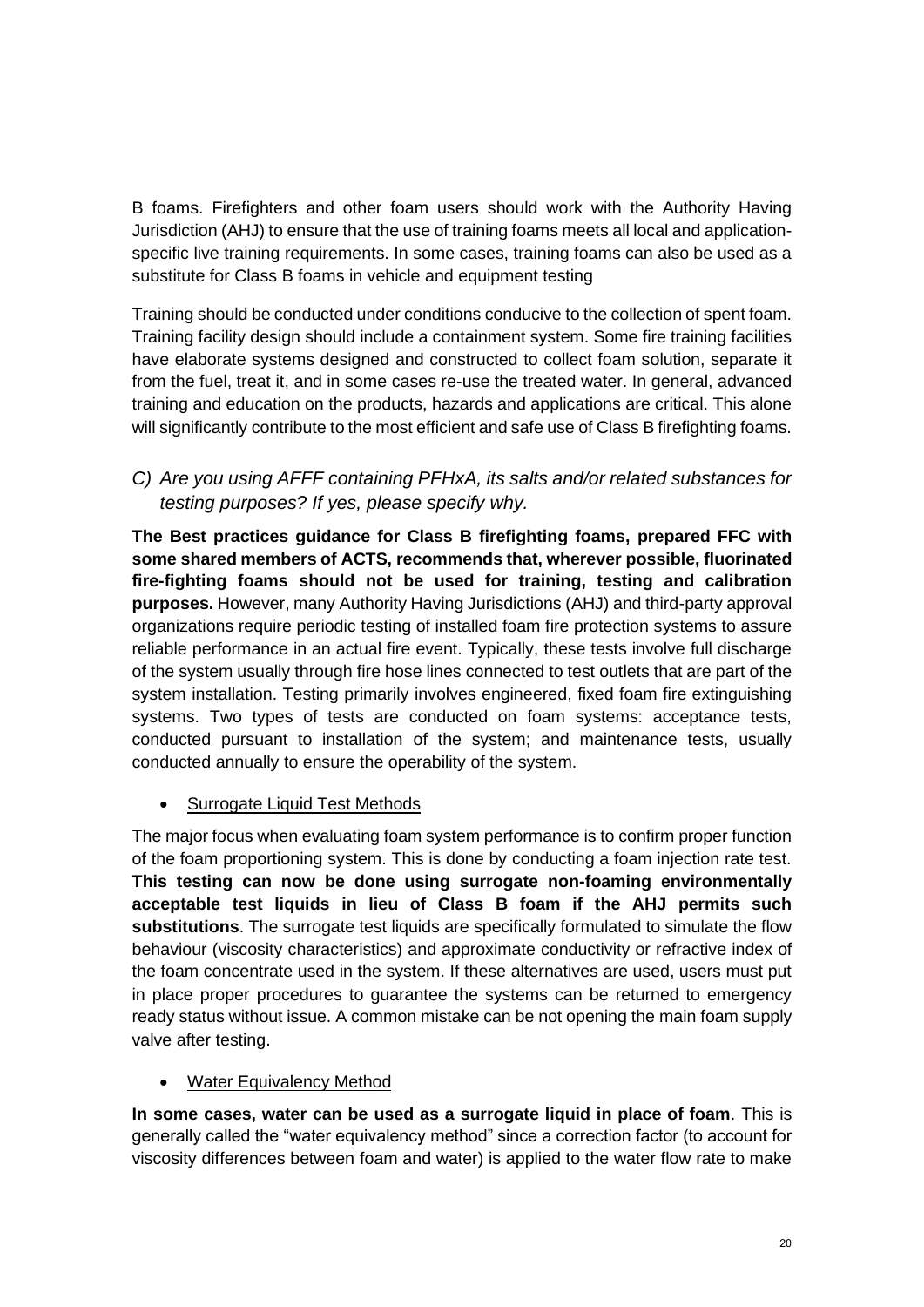B foams. Firefighters and other foam users should work with the Authority Having Jurisdiction (AHJ) to ensure that the use of training foams meets all local and application-specific live training requirements. In some cases, training foams can also be used as a substitute for Class B foams in vehicle and equipment testing

Training should be conducted under conditions conducive to the collection of spent foam. Training facility design should include a containment system. Some fire training facilities have elaborate systems designed and constructed to collect foam solution, separate it from the fuel, treat it, and in some cases re-use the treated water. In general, advanced training and education on the products, hazards and applications are critical. This alone will significantly contribute to the most efficient and safe use of Class B firefighting foams.

### *C) Are you using AFFF containing PFHxA, its salts and/or related substances for testing purposes? If yes, please specify why.*

**The Best practices guidance for Class B firefighting foams, prepared FFC with some shared members of ACTS, recommends that, wherever possible, fluorinated fire-fighting foams should not be used for training, testing and calibration purposes.** However, many Authority Having Jurisdictions (AHJ) and third-party approval organizations require periodic testing of installed foam fire protection systems to assure reliable performance in an actual fire event. Typically, these tests involve full discharge of the system usually through fire hose lines connected to test outlets that are part of the system installation. Testing primarily involves engineered, fixed foam fire extinguishing systems. Two types of tests are conducted on foam systems: acceptance tests, conducted pursuant to installation of the system; and maintenance tests, usually conducted annually to ensure the operability of the system.

- Surrogate Liquid Test Methods

The major focus when evaluating foam system performance is to confirm proper function of the foam proportioning system. This is done by conducting a foam injection rate test. **This testing can now be done using surrogate non-foaming environmentally acceptable test liquids in lieu of Class B foam if the AHJ permits such substitutions**. The surrogate test liquids are specifically formulated to simulate the flow behaviour (viscosity characteristics) and approximate conductivity or refractive index of the foam concentrate used in the system. If these alternatives are used, users must put in place proper procedures to guarantee the systems can be returned to emergency ready status without issue. A common mistake can be not opening the main foam supply valve after testing.

- Water Equivalency Method

**In some cases, water can be used as a surrogate liquid in place of foam**. This is generally called the "water equivalency method" since a correction factor (to account for viscosity differences between foam and water) is applied to the water flow rate to make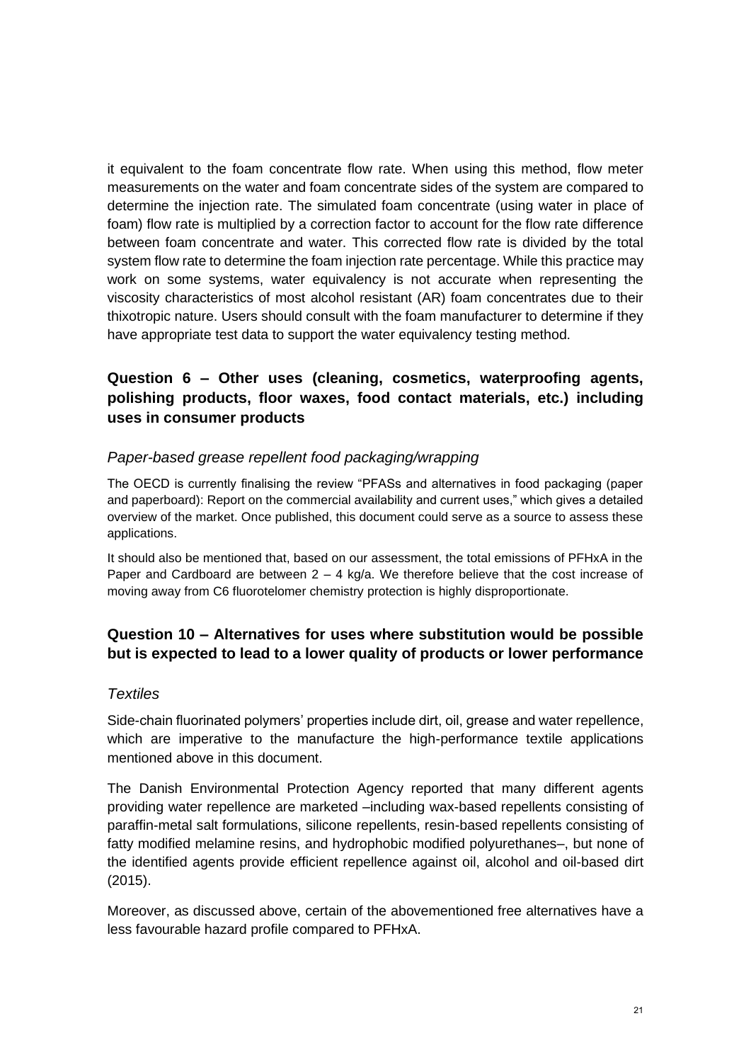it equivalent to the foam concentrate flow rate. When using this method, flow meter measurements on the water and foam concentrate sides of the system are compared to determine the injection rate. The simulated foam concentrate (using water in place of foam) flow rate is multiplied by a correction factor to account for the flow rate difference between foam concentrate and water. This corrected flow rate is divided by the total system flow rate to determine the foam injection rate percentage. While this practice may work on some systems, water equivalency is not accurate when representing the viscosity characteristics of most alcohol resistant (AR) foam concentrates due to their thixotropic nature. Users should consult with the foam manufacturer to determine if they have appropriate test data to support the water equivalency testing method.

## Question 6 – Other uses (cleaning, cosmetics, waterproofing agents, polishing products, floor waxes, food contact materials, etc.) including uses in consumer products

### *Paper-based grease repellent food packaging/wrapping*

The OECD is currently finalising the review "PFASs and alternatives in food packaging (paper and paperboard): Report on the commercial availability and current uses," which gives a detailed overview of the market. Once published, this document could serve as a source to assess these applications.

It should also be mentioned that, based on our assessment, the total emissions of PFHxA in the Paper and Cardboard are between 2 – 4 kg/a. We therefore believe that the cost increase of moving away from C6 fluorotelomer chemistry protection is highly disproportionate.

## Question 10 – Alternatives for uses where substitution would be possible but is expected to lead to a lower quality of products or lower performance

### *Textiles*

Side-chain fluorinated polymers' properties include dirt, oil, grease and water repellence, which are imperative to the manufacture the high-performance textile applications mentioned above in this document.

The Danish Environmental Protection Agency reported that many different agents providing water repellence are marketed –including wax-based repellents consisting of paraffin-metal salt formulations, silicone repellents, resin-based repellents consisting of fatty modified melamine resins, and hydrophobic modified polyurethanes–, but none of the identified agents provide efficient repellence against oil, alcohol and oil-based dirt (2015).

Moreover, as discussed above, certain of the abovementioned free alternatives have a less favourable hazard profile compared to PFHxA.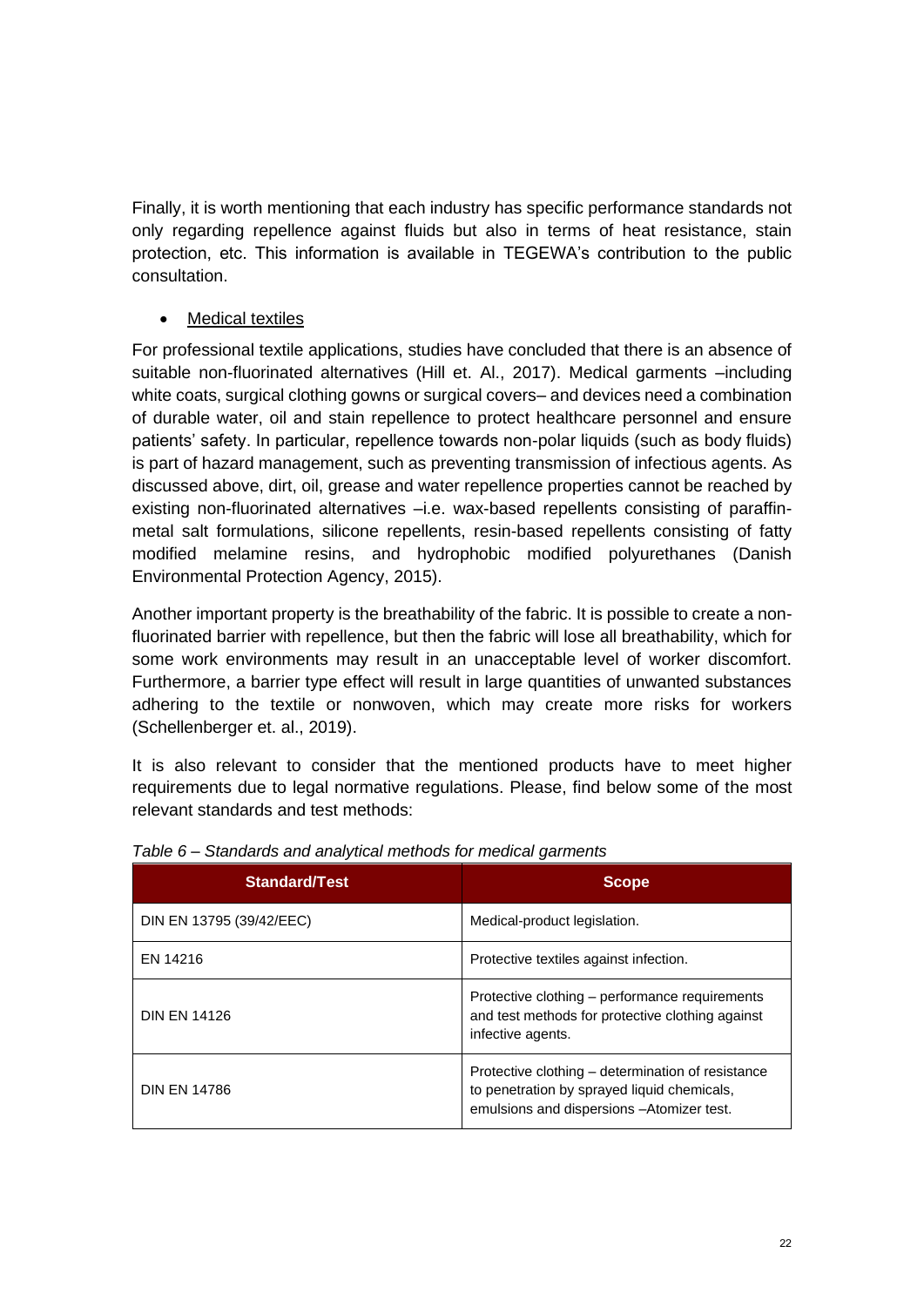Finally, it is worth mentioning that each industry has specific performance standards not only regarding repellence against fluids but also in terms of heat resistance, stain protection, etc. This information is available in TEGEWA's contribution to the public consultation.

- Medical textiles

For professional textile applications, studies have concluded that there is an absence of suitable non-fluorinated alternatives (Hill et. Al., 2017). Medical garments –including white coats, surgical clothing gowns or surgical covers– and devices need a combination of durable water, oil and stain repellence to protect healthcare personnel and ensure patients' safety. In particular, repellence towards non-polar liquids (such as body fluids) is part of hazard management, such as preventing transmission of infectious agents. As discussed above, dirt, oil, grease and water repellence properties cannot be reached by existing non-fluorinated alternatives –i.e. wax-based repellents consisting of paraffin-metal salt formulations, silicone repellents, resin-based repellents consisting of fatty modified melamine resins, and hydrophobic modified polyurethanes (Danish Environmental Protection Agency, 2015).

Another important property is the breathability of the fabric. It is possible to create a non-fluorinated barrier with repellence, but then the fabric will lose all breathability, which for some work environments may result in an unacceptable level of worker discomfort. Furthermore, a barrier type effect will result in large quantities of unwanted substances adhering to the textile or nonwoven, which may create more risks for workers (Schellenberger et. al., 2019).

It is also relevant to consider that the mentioned products have to meet higher requirements due to legal normative regulations. Please, find below some of the most relevant standards and test methods:

*Table 6 – Standards and analytical methods for medical garments*

| Standard/Test | Scope |
|---|---|
| DIN EN 13795 (39/42/EEC) | Medical-product legislation. |
| EN 14216 | Protective textiles against infection. |
| DIN EN 14126 | Protective clothing – performance requirements and test methods for protective clothing against infective agents. |
| DIN EN 14786 | Protective clothing – determination of resistance to penetration by sprayed liquid chemicals, emulsions and dispersions –Atomizer test. |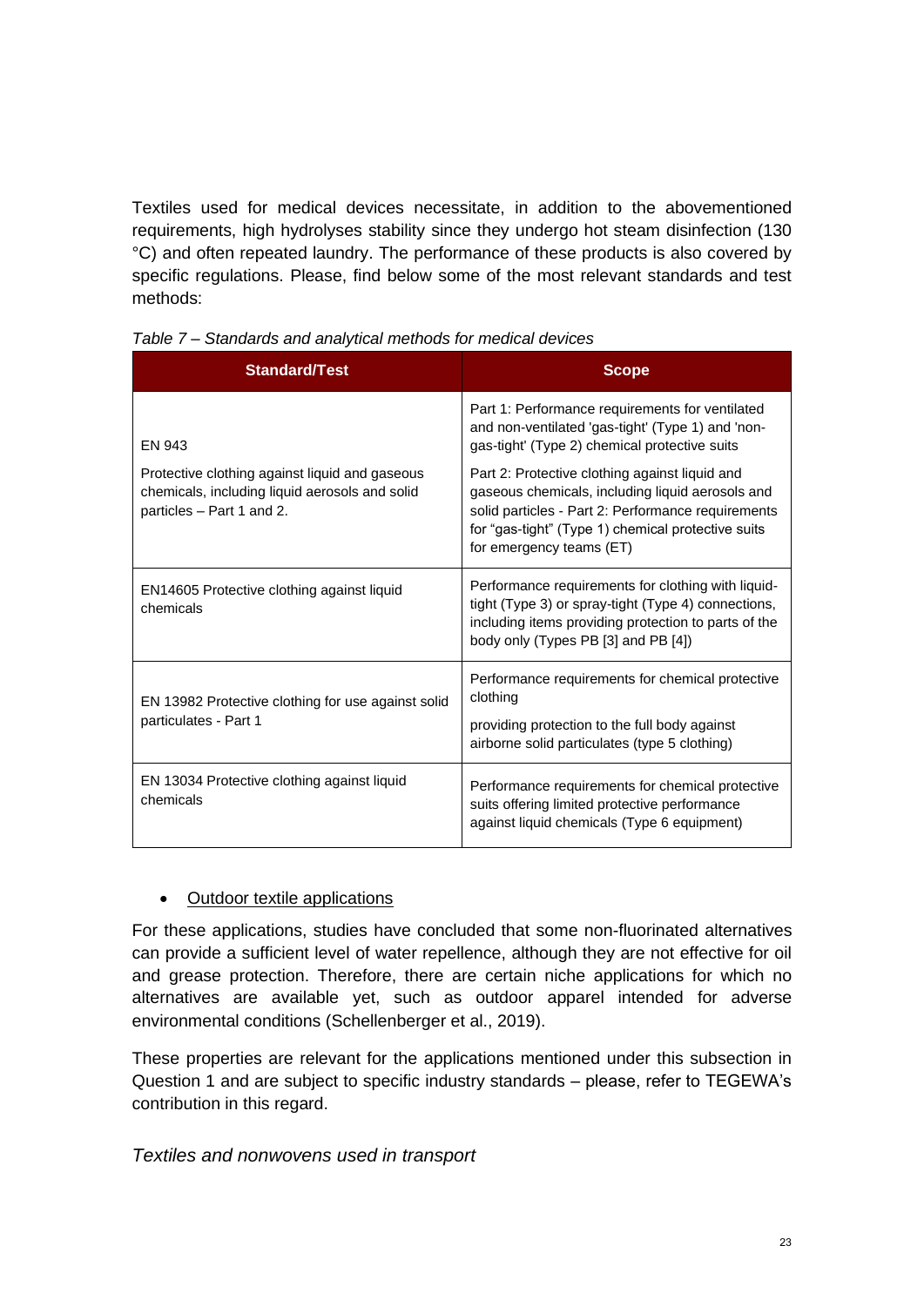Textiles used for medical devices necessitate, in addition to the abovementioned requirements, high hydrolyses stability since they undergo hot steam disinfection (130 °C) and often repeated laundry. The performance of these products is also covered by specific regulations. Please, find below some of the most relevant standards and test methods:

*Table 7 – Standards and analytical methods for medical devices*

| Standard/Test | Scope |
|---|---|
| EN 943<br><br>Protective clothing against liquid and gaseous chemicals, including liquid aerosols and solid particles – Part 1 and 2. | Part 1: Performance requirements for ventilated and non-ventilated 'gas-tight' (Type 1) and 'non-gas-tight' (Type 2) chemical protective suits<br><br>Part 2: Protective clothing against liquid and gaseous chemicals, including liquid aerosols and solid particles - Part 2: Performance requirements for "gas-tight" (Type 1) chemical protective suits for emergency teams (ET) |
| EN14605 Protective clothing against liquid chemicals | Performance requirements for clothing with liquid-tight (Type 3) or spray-tight (Type 4) connections, including items providing protection to parts of the body only (Types PB [3] and PB [4]) |
| EN 13982 Protective clothing for use against solid particulates - Part 1 | Performance requirements for chemical protective clothing<br><br>providing protection to the full body against airborne solid particulates (type 5 clothing) |
| EN 13034 Protective clothing against liquid chemicals | Performance requirements for chemical protective suits offering limited protective performance against liquid chemicals (Type 6 equipment) |

- Outdoor textile applications

For these applications, studies have concluded that some non-fluorinated alternatives can provide a sufficient level of water repellence, although they are not effective for oil and grease protection. Therefore, there are certain niche applications for which no alternatives are available yet, such as outdoor apparel intended for adverse environmental conditions (Schellenberger et al., 2019).

These properties are relevant for the applications mentioned under this subsection in Question 1 and are subject to specific industry standards – please, refer to TEGEWA's contribution in this regard.

*Textiles and nonwovens used in transport*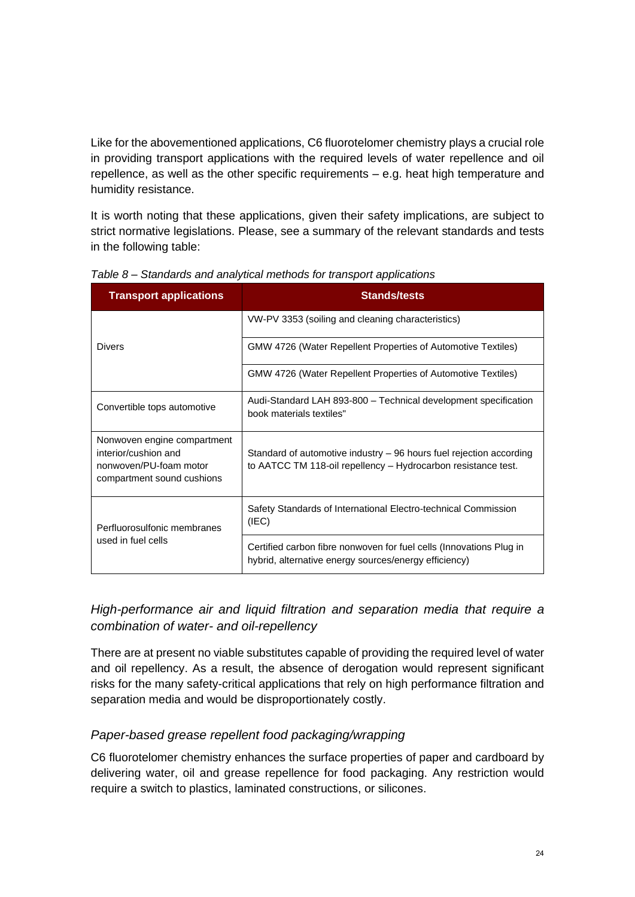Like for the abovementioned applications, C6 fluorotelomer chemistry plays a crucial role in providing transport applications with the required levels of water repellence and oil repellence, as well as the other specific requirements – e.g. heat high temperature and humidity resistance.

It is worth noting that these applications, given their safety implications, are subject to strict normative legislations. Please, see a summary of the relevant standards and tests in the following table:

*Table 8 – Standards and analytical methods for transport applications*

| Transport applications | Stands/tests |
|---|---|
| Divers | VW-PV 3353 (soiling and cleaning characteristics) |
| | GMW 4726 (Water Repellent Properties of Automotive Textiles) |
| | GMW 4726 (Water Repellent Properties of Automotive Textiles) |
| Convertible tops automotive | Audi-Standard LAH 893-800 – Technical development specification book materials textiles" |
| Nonwoven engine compartment interior/cushion and nonwoven/PU-foam motor compartment sound cushions | Standard of automotive industry – 96 hours fuel rejection according to AATCC TM 118-oil repellency – Hydrocarbon resistance test. |
| Perfluorosulfonic membranes used in fuel cells | Safety Standards of International Electro-technical Commission (IEC) |
| | Certified carbon fibre nonwoven for fuel cells (Innovations Plug in hybrid, alternative energy sources/energy efficiency) |

### *High-performance air and liquid filtration and separation media that require a combination of water- and oil-repellency*

There are at present no viable substitutes capable of providing the required level of water and oil repellency. As a result, the absence of derogation would represent significant risks for the many safety-critical applications that rely on high performance filtration and separation media and would be disproportionately costly.

### *Paper-based grease repellent food packaging/wrapping*

C6 fluorotelomer chemistry enhances the surface properties of paper and cardboard by delivering water, oil and grease repellence for food packaging. Any restriction would require a switch to plastics, laminated constructions, or silicones.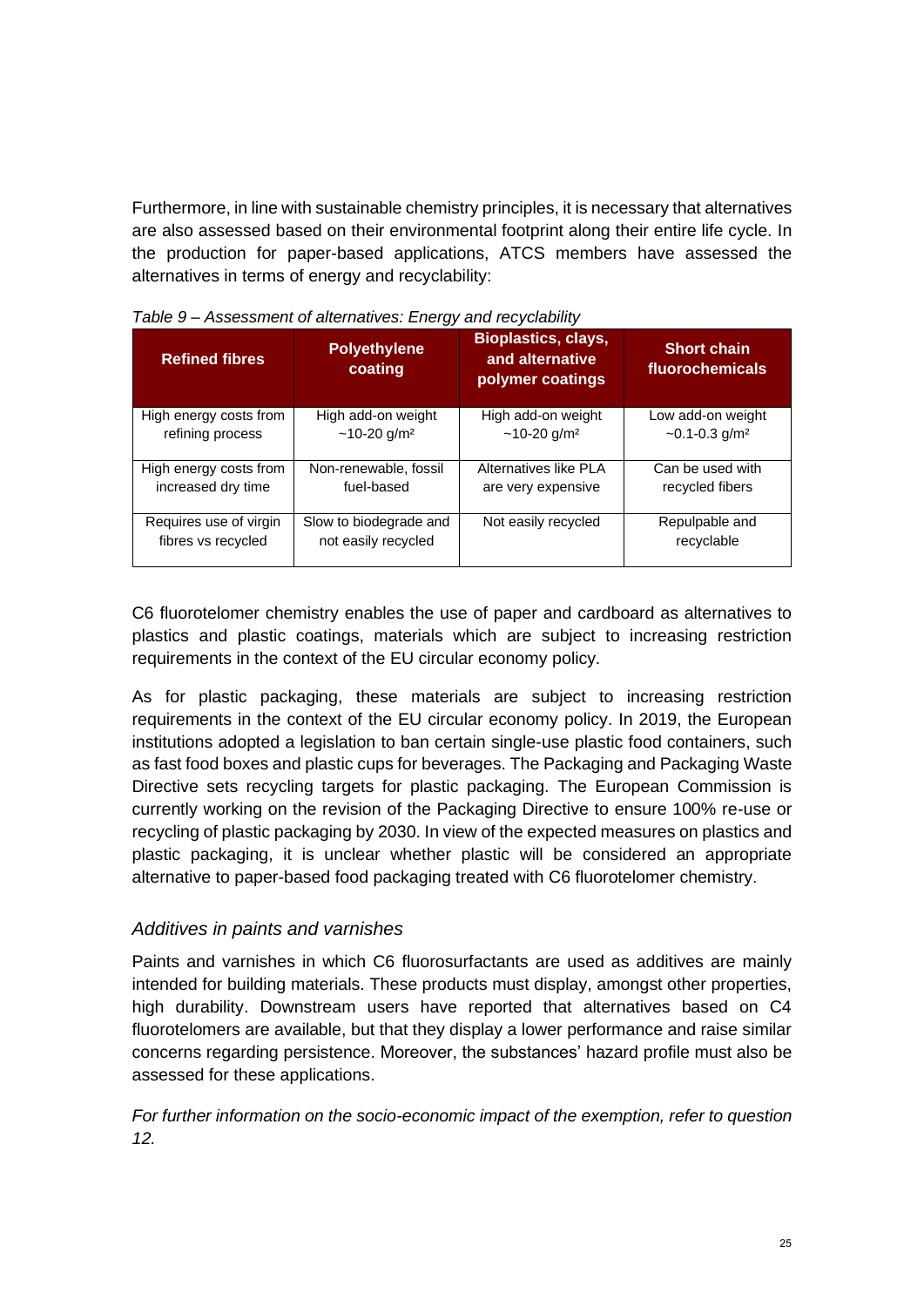Furthermore, in line with sustainable chemistry principles, it is necessary that alternatives are also assessed based on their environmental footprint along their entire life cycle. In the production for paper-based applications, ATCS members have assessed the alternatives in terms of energy and recyclability:

*Table 9 – Assessment of alternatives: Energy and recyclability*

| Refined fibres | Polyethylene coating | Bioplastics, clays, and alternative polymer coatings | Short chain fluorochemicals |
|---|---|---|---|
| High energy costs from refining process | High add-on weight ~10-20 g/m² | High add-on weight ~10-20 g/m² | Low add-on weight ~0.1-0.3 g/m² |
| High energy costs from increased dry time | Non-renewable, fossil fuel-based | Alternatives like PLA are very expensive | Can be used with recycled fibers |
| Requires use of virgin fibres vs recycled | Slow to biodegrade and not easily recycled | Not easily recycled | Repulpable and recyclable |

C6 fluorotelomer chemistry enables the use of paper and cardboard as alternatives to plastics and plastic coatings, materials which are subject to increasing restriction requirements in the context of the EU circular economy policy.

As for plastic packaging, these materials are subject to increasing restriction requirements in the context of the EU circular economy policy. In 2019, the European institutions adopted a legislation to ban certain single-use plastic food containers, such as fast food boxes and plastic cups for beverages. The Packaging and Packaging Waste Directive sets recycling targets for plastic packaging. The European Commission is currently working on the revision of the Packaging Directive to ensure 100% re-use or recycling of plastic packaging by 2030. In view of the expected measures on plastics and plastic packaging, it is unclear whether plastic will be considered an appropriate alternative to paper-based food packaging treated with C6 fluorotelomer chemistry.

### *Additives in paints and varnishes*

Paints and varnishes in which C6 fluorosurfactants are used as additives are mainly intended for building materials. These products must display, amongst other properties, high durability. Downstream users have reported that alternatives based on C4 fluorotelomers are available, but that they display a lower performance and raise similar concerns regarding persistence. Moreover, the substances' hazard profile must also be assessed for these applications.

*For further information on the socio-economic impact of the exemption, refer to question 12.*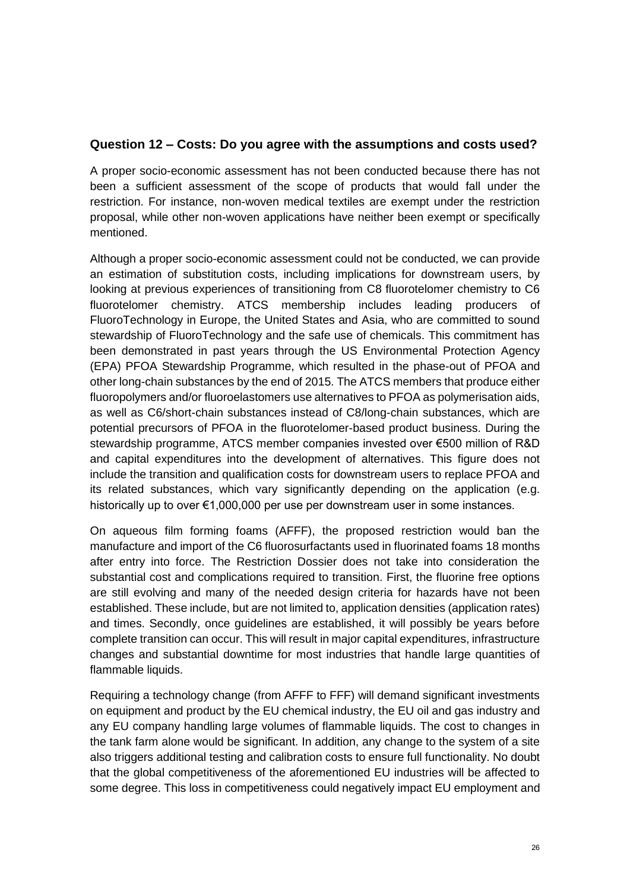### Question 12 – Costs: Do you agree with the assumptions and costs used?

A proper socio-economic assessment has not been conducted because there has not been a sufficient assessment of the scope of products that would fall under the restriction. For instance, non-woven medical textiles are exempt under the restriction proposal, while other non-woven applications have neither been exempt or specifically mentioned.

Although a proper socio-economic assessment could not be conducted, we can provide an estimation of substitution costs, including implications for downstream users, by looking at previous experiences of transitioning from C8 fluorotelomer chemistry to C6 fluorotelomer chemistry. ATCS membership includes leading producers of FluoroTechnology in Europe, the United States and Asia, who are committed to sound stewardship of FluoroTechnology and the safe use of chemicals. This commitment has been demonstrated in past years through the US Environmental Protection Agency (EPA) PFOA Stewardship Programme, which resulted in the phase-out of PFOA and other long-chain substances by the end of 2015. The ATCS members that produce either fluoropolymers and/or fluoroelastomers use alternatives to PFOA as polymerisation aids, as well as C6/short-chain substances instead of C8/long-chain substances, which are potential precursors of PFOA in the fluorotelomer-based product business. During the stewardship programme, ATCS member companies invested over €500 million of R&D and capital expenditures into the development of alternatives. This figure does not include the transition and qualification costs for downstream users to replace PFOA and its related substances, which vary significantly depending on the application (e.g. historically up to over €1,000,000 per use per downstream user in some instances.

On aqueous film forming foams (AFFF), the proposed restriction would ban the manufacture and import of the C6 fluorosurfactants used in fluorinated foams 18 months after entry into force. The Restriction Dossier does not take into consideration the substantial cost and complications required to transition. First, the fluorine free options are still evolving and many of the needed design criteria for hazards have not been established. These include, but are not limited to, application densities (application rates) and times. Secondly, once guidelines are established, it will possibly be years before complete transition can occur. This will result in major capital expenditures, infrastructure changes and substantial downtime for most industries that handle large quantities of flammable liquids.

Requiring a technology change (from AFFF to FFF) will demand significant investments on equipment and product by the EU chemical industry, the EU oil and gas industry and any EU company handling large volumes of flammable liquids. The cost to changes in the tank farm alone would be significant. In addition, any change to the system of a site also triggers additional testing and calibration costs to ensure full functionality. No doubt that the global competitiveness of the aforementioned EU industries will be affected to some degree. This loss in competitiveness could negatively impact EU employment and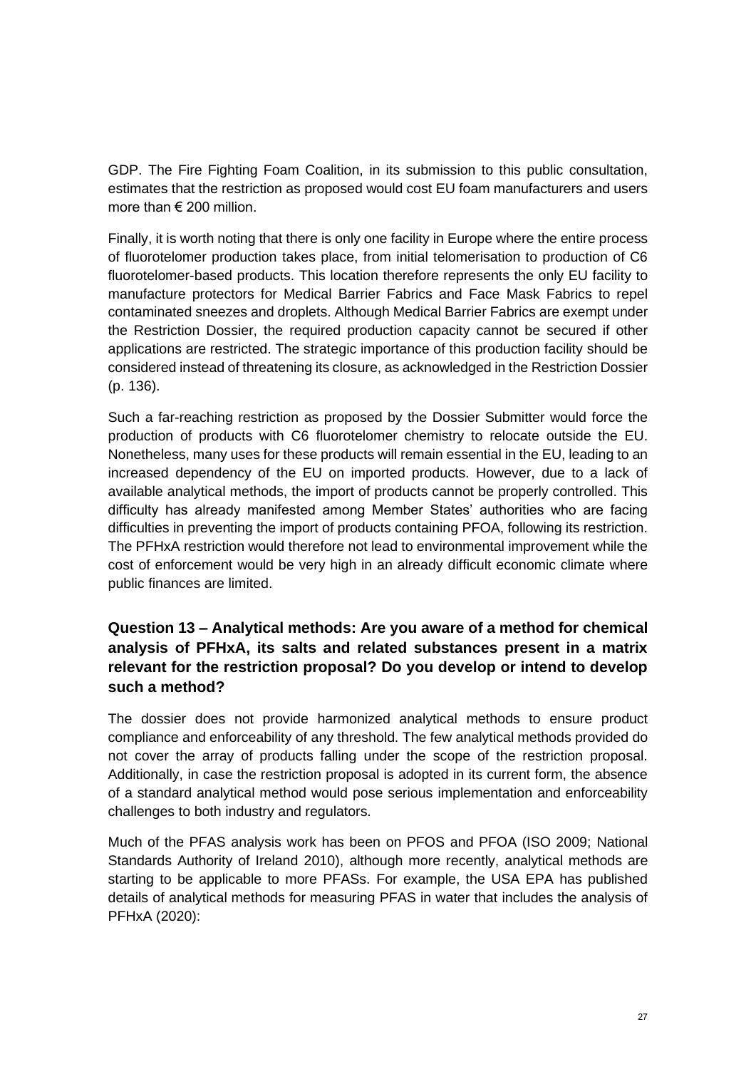GDP. The Fire Fighting Foam Coalition, in its submission to this public consultation, estimates that the restriction as proposed would cost EU foam manufacturers and users more than € 200 million.

Finally, it is worth noting that there is only one facility in Europe where the entire process of fluorotelomer production takes place, from initial telomerisation to production of C6 fluorotelomer-based products. This location therefore represents the only EU facility to manufacture protectors for Medical Barrier Fabrics and Face Mask Fabrics to repel contaminated sneezes and droplets. Although Medical Barrier Fabrics are exempt under the Restriction Dossier, the required production capacity cannot be secured if other applications are restricted. The strategic importance of this production facility should be considered instead of threatening its closure, as acknowledged in the Restriction Dossier (p. 136).

Such a far-reaching restriction as proposed by the Dossier Submitter would force the production of products with C6 fluorotelomer chemistry to relocate outside the EU. Nonetheless, many uses for these products will remain essential in the EU, leading to an increased dependency of the EU on imported products. However, due to a lack of available analytical methods, the import of products cannot be properly controlled. This difficulty has already manifested among Member States' authorities who are facing difficulties in preventing the import of products containing PFOA, following its restriction. The PFHxA restriction would therefore not lead to environmental improvement while the cost of enforcement would be very high in an already difficult economic climate where public finances are limited.

## Question 13 – Analytical methods: Are you aware of a method for chemical analysis of PFHxA, its salts and related substances present in a matrix relevant for the restriction proposal? Do you develop or intend to develop such a method?

The dossier does not provide harmonized analytical methods to ensure product compliance and enforceability of any threshold. The few analytical methods provided do not cover the array of products falling under the scope of the restriction proposal. Additionally, in case the restriction proposal is adopted in its current form, the absence of a standard analytical method would pose serious implementation and enforceability challenges to both industry and regulators.

Much of the PFAS analysis work has been on PFOS and PFOA (ISO 2009; National Standards Authority of Ireland 2010), although more recently, analytical methods are starting to be applicable to more PFASs. For example, the USA EPA has published details of analytical methods for measuring PFAS in water that includes the analysis of PFHxA (2020):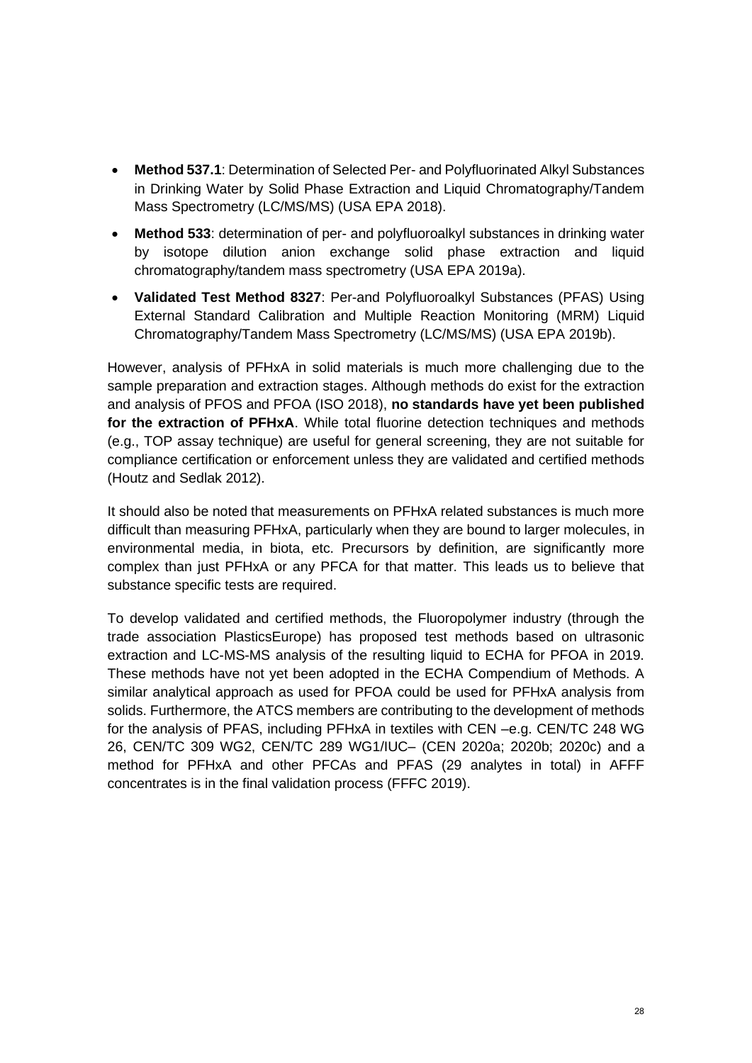- **Method 537.1**: Determination of Selected Per- and Polyfluorinated Alkyl Substances in Drinking Water by Solid Phase Extraction and Liquid Chromatography/Tandem Mass Spectrometry (LC/MS/MS) (USA EPA 2018).
- **Method 533**: determination of per- and polyfluoroalkyl substances in drinking water by isotope dilution anion exchange solid phase extraction and liquid chromatography/tandem mass spectrometry (USA EPA 2019a).
- **Validated Test Method 8327**: Per-and Polyfluoroalkyl Substances (PFAS) Using External Standard Calibration and Multiple Reaction Monitoring (MRM) Liquid Chromatography/Tandem Mass Spectrometry (LC/MS/MS) (USA EPA 2019b).

However, analysis of PFHxA in solid materials is much more challenging due to the sample preparation and extraction stages. Although methods do exist for the extraction and analysis of PFOS and PFOA (ISO 2018), **no standards have yet been published for the extraction of PFHxA**. While total fluorine detection techniques and methods (e.g., TOP assay technique) are useful for general screening, they are not suitable for compliance certification or enforcement unless they are validated and certified methods (Houtz and Sedlak 2012).

It should also be noted that measurements on PFHxA related substances is much more difficult than measuring PFHxA, particularly when they are bound to larger molecules, in environmental media, in biota, etc. Precursors by definition, are significantly more complex than just PFHxA or any PFCA for that matter. This leads us to believe that substance specific tests are required.

To develop validated and certified methods, the Fluoropolymer industry (through the trade association PlasticsEurope) has proposed test methods based on ultrasonic extraction and LC-MS-MS analysis of the resulting liquid to ECHA for PFOA in 2019. These methods have not yet been adopted in the ECHA Compendium of Methods. A similar analytical approach as used for PFOA could be used for PFHxA analysis from solids. Furthermore, the ATCS members are contributing to the development of methods for the analysis of PFAS, including PFHxA in textiles with CEN –e.g. CEN/TC 248 WG 26, CEN/TC 309 WG2, CEN/TC 289 WG1/IUC– (CEN 2020a; 2020b; 2020c) and a method for PFHxA and other PFCAs and PFAS (29 analytes in total) in AFFF concentrates is in the final validation process (FFFC 2019).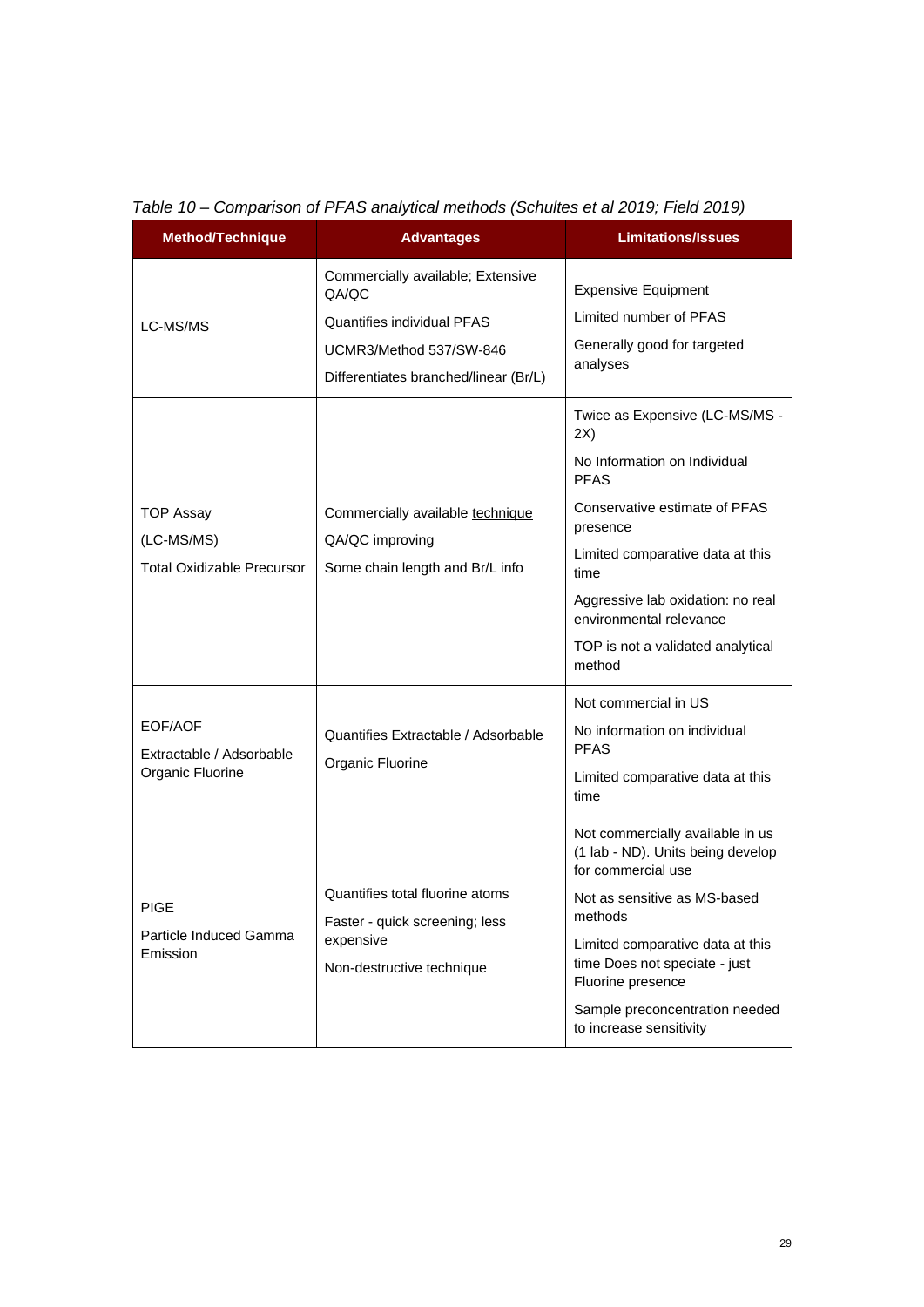*Table 10 – Comparison of PFAS analytical methods (Schultes et al 2019; Field 2019)*

| Method/Technique | Advantages | Limitations/Issues |
|---|---|---|
| LC-MS/MS | Commercially available; Extensive QA/QC<br>Quantifies individual PFAS<br>UCMR3/Method 537/SW-846<br>Differentiates branched/linear (Br/L) | Expensive Equipment<br>Limited number of PFAS<br>Generally good for targeted analyses |
| TOP Assay<br>(LC-MS/MS)<br>Total Oxidizable Precursor | Commercially available technique<br>QA/QC improving<br>Some chain length and Br/L info | Twice as Expensive (LC-MS/MS - 2X)<br>No Information on Individual PFAS<br>Conservative estimate of PFAS presence<br>Limited comparative data at this time<br>Aggressive lab oxidation: no real environmental relevance<br>TOP is not a validated analytical method |
| EOF/AOF<br>Extractable / Adsorbable Organic Fluorine | Quantifies Extractable / Adsorbable Organic Fluorine | Not commercial in US<br>No information on individual PFAS<br>Limited comparative data at this time |
| PIGE<br>Particle Induced Gamma Emission | Quantifies total fluorine atoms<br>Faster - quick screening; less expensive<br>Non-destructive technique | Not commercially available in us (1 lab - ND). Units being develop for commercial use<br>Not as sensitive as MS-based methods<br>Limited comparative data at this time Does not speciate - just Fluorine presence<br>Sample preconcentration needed to increase sensitivity |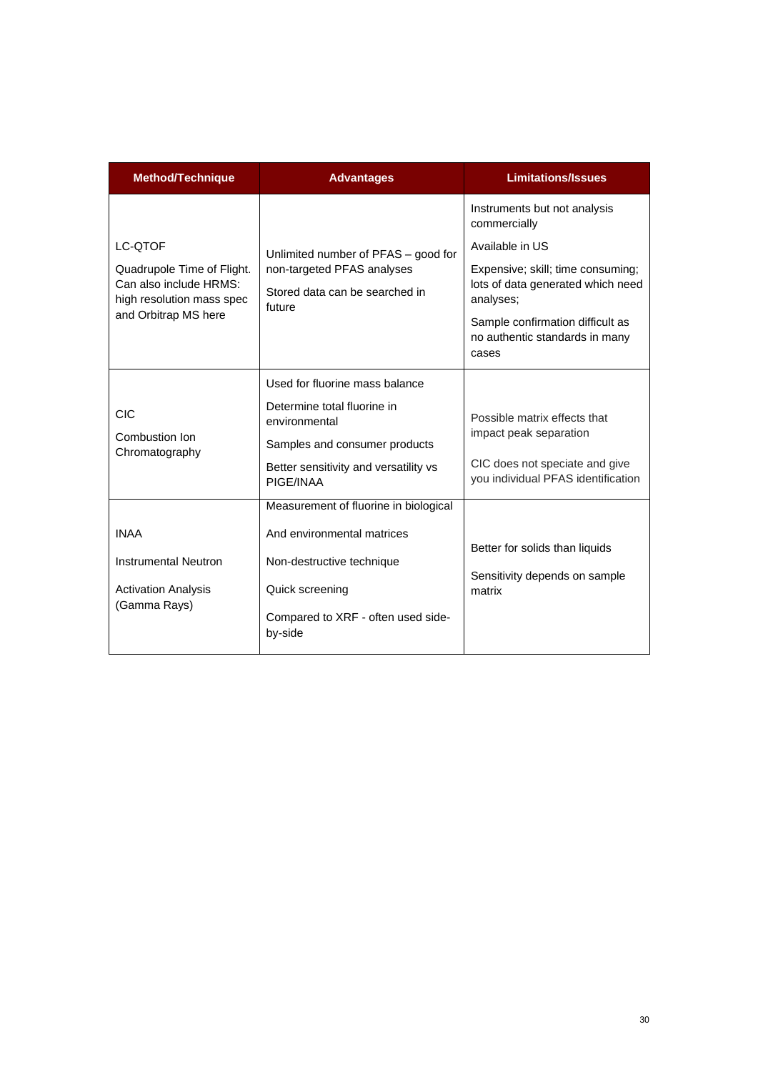| Method/Technique | Advantages | Limitations/Issues |
|---|---|---|
| LC-QTOF<br><br>Quadrupole Time of Flight. Can also include HRMS: high resolution mass spec and Orbitrap MS here | Unlimited number of PFAS – good for non-targeted PFAS analyses<br><br>Stored data can be searched in future | Instruments but not analysis commercially<br><br>Available in US<br><br>Expensive; skill; time consuming; lots of data generated which need analyses;<br><br>Sample confirmation difficult as no authentic standards in many cases |
| CIC<br><br>Combustion Ion Chromatography | Used for fluorine mass balance<br><br>Determine total fluorine in environmental<br><br>Samples and consumer products<br><br>Better sensitivity and versatility vs PIGE/INAA | Possible matrix effects that impact peak separation<br><br>CIC does not speciate and give you individual PFAS identification |
| INAA<br><br>Instrumental Neutron<br><br>Activation Analysis (Gamma Rays) | Measurement of fluorine in biological<br><br>And environmental matrices<br><br>Non-destructive technique<br><br>Quick screening<br><br>Compared to XRF - often used side-by-side | Better for solids than liquids<br><br>Sensitivity depends on sample matrix |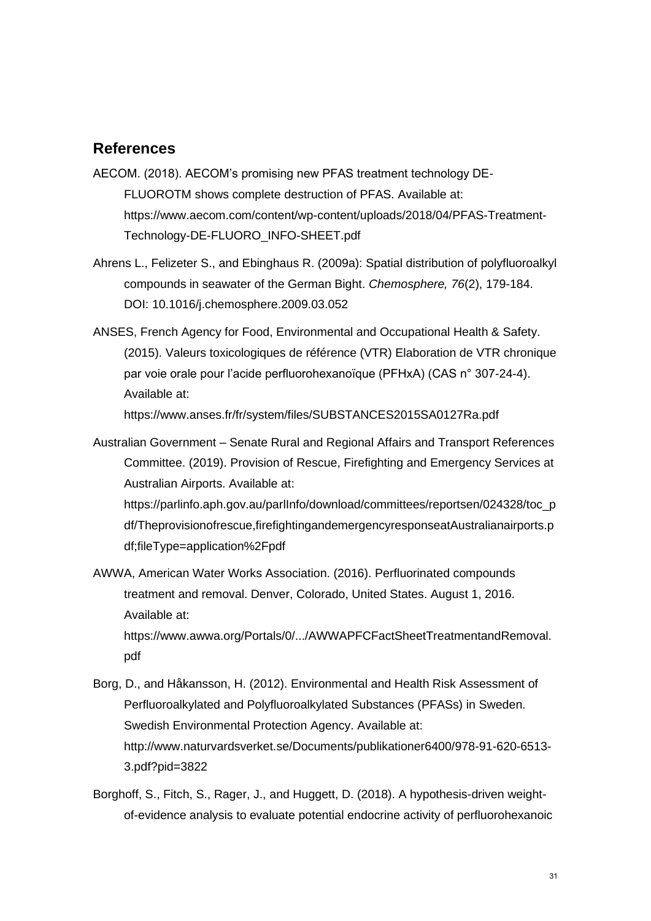## References

AECOM. (2018). AECOM's promising new PFAS treatment technology DE-FLUOROTM shows complete destruction of PFAS. Available at: https://www.aecom.com/content/wp-content/uploads/2018/04/PFAS-Treatment-Technology-DE-FLUORO_INFO-SHEET.pdf

Ahrens L., Felizeter S., and Ebinghaus R. (2009a): Spatial distribution of polyfluoroalkyl compounds in seawater of the German Bight. *Chemosphere, 76*(2), 179-184. DOI: 10.1016/j.chemosphere.2009.03.052

ANSES, French Agency for Food, Environmental and Occupational Health & Safety. (2015). Valeurs toxicologiques de référence (VTR) Elaboration de VTR chronique par voie orale pour l'acide perfluorohexanoïque (PFHxA) (CAS n° 307-24-4). Available at: https://www.anses.fr/fr/system/files/SUBSTANCES2015SA0127Ra.pdf

Australian Government – Senate Rural and Regional Affairs and Transport References Committee. (2019). Provision of Rescue, Firefighting and Emergency Services at Australian Airports. Available at: https://parlinfo.aph.gov.au/parlInfo/download/committees/reportsen/024328/toc_pdf/Theprovisionofrescue,firefightingandemergencyresponseatAustralianairports.pdf;fileType=application%2Fpdf

AWWA, American Water Works Association. (2016). Perfluorinated compounds treatment and removal. Denver, Colorado, United States. August 1, 2016. Available at: https://www.awwa.org/Portals/0/.../AWWAPFCFactSheetTreatmentandRemoval.pdf

Borg, D., and Håkansson, H. (2012). Environmental and Health Risk Assessment of Perfluoroalkylated and Polyfluoroalkylated Substances (PFASs) in Sweden. Swedish Environmental Protection Agency. Available at: http://www.naturvardsverket.se/Documents/publikationer6400/978-91-620-6513-3.pdf?pid=3822

Borghoff, S., Fitch, S., Rager, J., and Huggett, D. (2018). A hypothesis-driven weight-of-evidence analysis to evaluate potential endocrine activity of perfluorohexanoic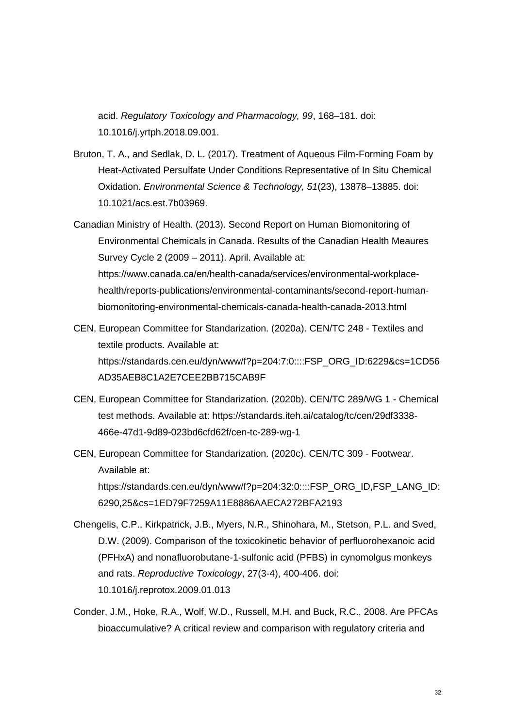acid. *Regulatory Toxicology and Pharmacology, 99*, 168–181. doi: 10.1016/j.yrtph.2018.09.001.

Bruton, T. A., and Sedlak, D. L. (2017). Treatment of Aqueous Film-Forming Foam by Heat-Activated Persulfate Under Conditions Representative of In Situ Chemical Oxidation. *Environmental Science & Technology, 51*(23), 13878–13885. doi: 10.1021/acs.est.7b03969.

Canadian Ministry of Health. (2013). Second Report on Human Biomonitoring of Environmental Chemicals in Canada. Results of the Canadian Health Meaures Survey Cycle 2 (2009 – 2011). April. Available at: https://www.canada.ca/en/health-canada/services/environmental-workplace-health/reports-publications/environmental-contaminants/second-report-human-biomonitoring-environmental-chemicals-canada-health-canada-2013.html

CEN, European Committee for Standarization. (2020a). CEN/TC 248 - Textiles and textile products. Available at: https://standards.cen.eu/dyn/www/f?p=204:7:0::::FSP_ORG_ID:6229&cs=1CD56AD35AEB8C1A2E7CEE2BB715CAB9F

CEN, European Committee for Standarization. (2020b). CEN/TC 289/WG 1 - Chemical test methods. Available at: https://standards.iteh.ai/catalog/tc/cen/29df3338-466e-47d1-9d89-023bd6cfd62f/cen-tc-289-wg-1

CEN, European Committee for Standarization. (2020c). CEN/TC 309 - Footwear. Available at: https://standards.cen.eu/dyn/www/f?p=204:32:0::::FSP_ORG_ID,FSP_LANG_ID:6290,25&cs=1ED79F7259A11E8886AAECA272BFA2193

Chengelis, C.P., Kirkpatrick, J.B., Myers, N.R., Shinohara, M., Stetson, P.L. and Sved, D.W. (2009). Comparison of the toxicokinetic behavior of perfluorohexanoic acid (PFHxA) and nonafluorobutane-1-sulfonic acid (PFBS) in cynomolgus monkeys and rats. *Reproductive Toxicology*, 27(3-4), 400-406. doi: 10.1016/j.reprotox.2009.01.013

Conder, J.M., Hoke, R.A., Wolf, W.D., Russell, M.H. and Buck, R.C., 2008. Are PFCAs bioaccumulative? A critical review and comparison with regulatory criteria and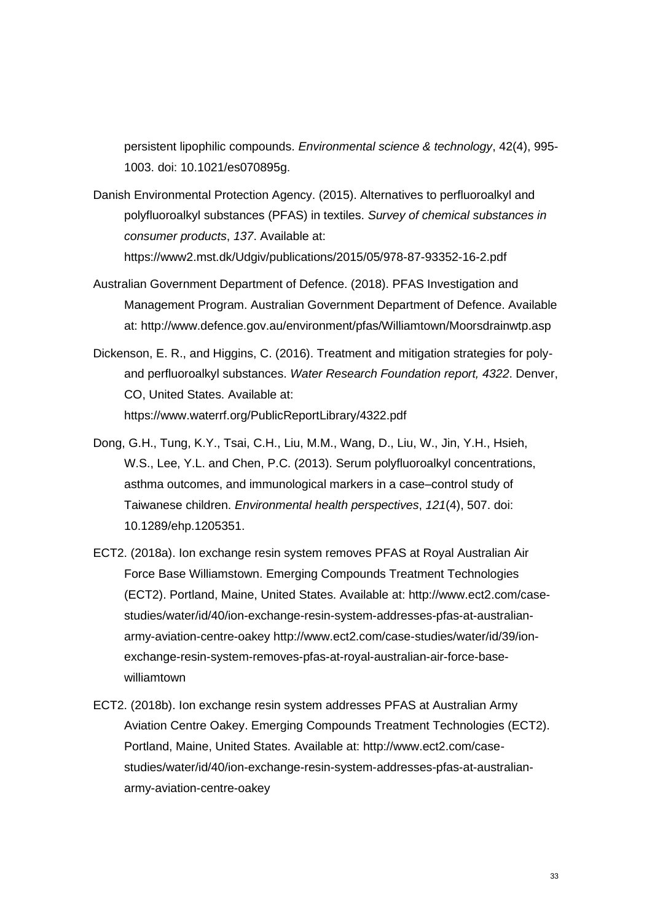persistent lipophilic compounds. *Environmental science & technology*, 42(4), 995-1003. doi: 10.1021/es070895g.

Danish Environmental Protection Agency. (2015). Alternatives to perfluoroalkyl and polyfluoroalkyl substances (PFAS) in textiles. *Survey of chemical substances in consumer products*, *137*. Available at: https://www2.mst.dk/Udgiv/publications/2015/05/978-87-93352-16-2.pdf

Australian Government Department of Defence. (2018). PFAS Investigation and Management Program. Australian Government Department of Defence. Available at: http://www.defence.gov.au/environment/pfas/Williamtown/Moorsdrainwtp.asp

Dickenson, E. R., and Higgins, C. (2016). Treatment and mitigation strategies for poly- and perfluoroalkyl substances. *Water Research Foundation report, 4322*. Denver, CO, United States. Available at: https://www.waterrf.org/PublicReportLibrary/4322.pdf

Dong, G.H., Tung, K.Y., Tsai, C.H., Liu, M.M., Wang, D., Liu, W., Jin, Y.H., Hsieh, W.S., Lee, Y.L. and Chen, P.C. (2013). Serum polyfluoroalkyl concentrations, asthma outcomes, and immunological markers in a case–control study of Taiwanese children. *Environmental health perspectives*, *121*(4), 507. doi: 10.1289/ehp.1205351.

ECT2. (2018a). Ion exchange resin system removes PFAS at Royal Australian Air Force Base Williamstown. Emerging Compounds Treatment Technologies (ECT2). Portland, Maine, United States. Available at: http://www.ect2.com/case-studies/water/id/40/ion-exchange-resin-system-addresses-pfas-at-australian-army-aviation-centre-oakey http://www.ect2.com/case-studies/water/id/39/ion-exchange-resin-system-removes-pfas-at-royal-australian-air-force-base-williamtown

ECT2. (2018b). Ion exchange resin system addresses PFAS at Australian Army Aviation Centre Oakey. Emerging Compounds Treatment Technologies (ECT2). Portland, Maine, United States. Available at: http://www.ect2.com/case-studies/water/id/40/ion-exchange-resin-system-addresses-pfas-at-australian-army-aviation-centre-oakey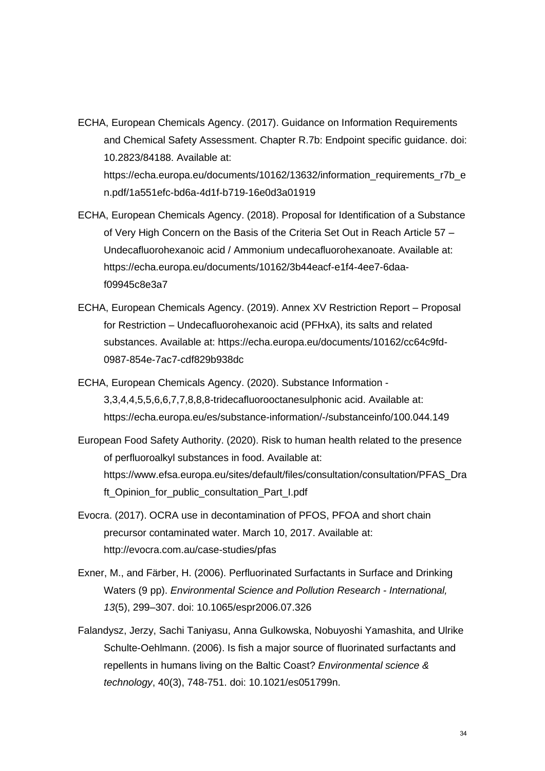ECHA, European Chemicals Agency. (2017). Guidance on Information Requirements and Chemical Safety Assessment. Chapter R.7b: Endpoint specific guidance. doi: 10.2823/84188. Available at: https://echa.europa.eu/documents/10162/13632/information_requirements_r7b_en.pdf/1a551efc-bd6a-4d1f-b719-16e0d3a01919

ECHA, European Chemicals Agency. (2018). Proposal for Identification of a Substance of Very High Concern on the Basis of the Criteria Set Out in Reach Article 57 – Undecafluorohexanoic acid / Ammonium undecafluorohexanoate. Available at: https://echa.europa.eu/documents/10162/3b44eacf-e1f4-4ee7-6daa-f09945c8e3a7

ECHA, European Chemicals Agency. (2019). Annex XV Restriction Report – Proposal for Restriction – Undecafluorohexanoic acid (PFHxA), its salts and related substances. Available at: https://echa.europa.eu/documents/10162/cc64c9fd-0987-854e-7ac7-cdf829b938dc

ECHA, European Chemicals Agency. (2020). Substance Information - 3,3,4,4,5,5,6,6,7,7,8,8,8-tridecafluorooctanesulphonic acid. Available at: https://echa.europa.eu/es/substance-information/-/substanceinfo/100.044.149

European Food Safety Authority. (2020). Risk to human health related to the presence of perfluoroalkyl substances in food. Available at: https://www.efsa.europa.eu/sites/default/files/consultation/consultation/PFAS_Draft_Opinion_for_public_consultation_Part_I.pdf

Evocra. (2017). OCRA use in decontamination of PFOS, PFOA and short chain precursor contaminated water. March 10, 2017. Available at: http://evocra.com.au/case-studies/pfas

Exner, M., and Färber, H. (2006). Perfluorinated Surfactants in Surface and Drinking Waters (9 pp). *Environmental Science and Pollution Research - International, 13*(5), 299–307. doi: 10.1065/espr2006.07.326

Falandysz, Jerzy, Sachi Taniyasu, Anna Gulkowska, Nobuyoshi Yamashita, and Ulrike Schulte-Oehlmann. (2006). Is fish a major source of fluorinated surfactants and repellents in humans living on the Baltic Coast? *Environmental science & technology*, 40(3), 748-751. doi: 10.1021/es051799n.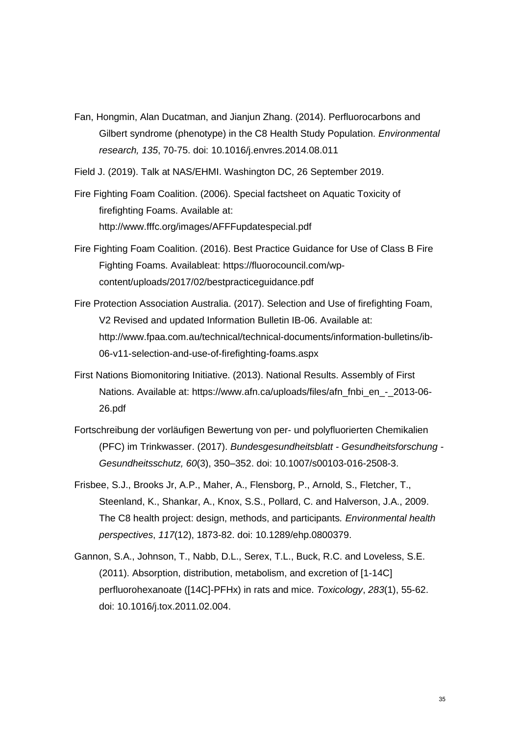Fan, Hongmin, Alan Ducatman, and Jianjun Zhang. (2014). Perfluorocarbons and Gilbert syndrome (phenotype) in the C8 Health Study Population. *Environmental research, 135*, 70-75. doi: 10.1016/j.envres.2014.08.011

Field J. (2019). Talk at NAS/EHMI. Washington DC, 26 September 2019.

Fire Fighting Foam Coalition. (2006). Special factsheet on Aquatic Toxicity of firefighting Foams. Available at: http://www.fffc.org/images/AFFFupdatespecial.pdf

Fire Fighting Foam Coalition. (2016). Best Practice Guidance for Use of Class B Fire Fighting Foams. Availableat: https://fluorocouncil.com/wp-content/uploads/2017/02/bestpracticeguidance.pdf

Fire Protection Association Australia. (2017). Selection and Use of firefighting Foam, V2 Revised and updated Information Bulletin IB-06. Available at: http://www.fpaa.com.au/technical/technical-documents/information-bulletins/ib-06-v11-selection-and-use-of-firefighting-foams.aspx

First Nations Biomonitoring Initiative. (2013). National Results. Assembly of First Nations. Available at: https://www.afn.ca/uploads/files/afn_fnbi_en_-_2013-06-26.pdf

Fortschreibung der vorläufigen Bewertung von per- und polyfluorierten Chemikalien (PFC) im Trinkwasser. (2017). *Bundesgesundheitsblatt - Gesundheitsforschung - Gesundheitsschutz, 60*(3), 350–352. doi: 10.1007/s00103-016-2508-3.

Frisbee, S.J., Brooks Jr, A.P., Maher, A., Flensborg, P., Arnold, S., Fletcher, T., Steenland, K., Shankar, A., Knox, S.S., Pollard, C. and Halverson, J.A., 2009. The C8 health project: design, methods, and participants. *Environmental health perspectives*, *117*(12), 1873-82. doi: 10.1289/ehp.0800379.

Gannon, S.A., Johnson, T., Nabb, D.L., Serex, T.L., Buck, R.C. and Loveless, S.E. (2011). Absorption, distribution, metabolism, and excretion of [1-14C] perfluorohexanoate ([14C]-PFHx) in rats and mice. *Toxicology*, *283*(1), 55-62. doi: 10.1016/j.tox.2011.02.004.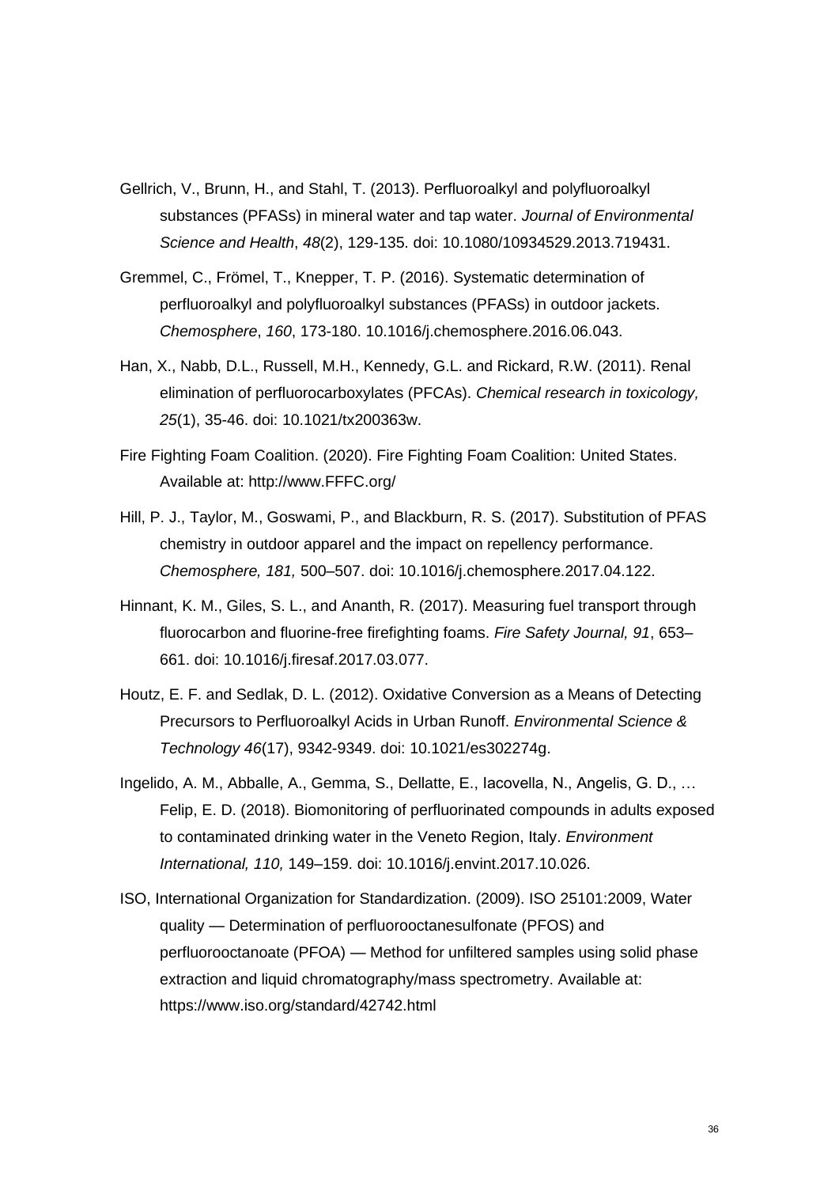Gellrich, V., Brunn, H., and Stahl, T. (2013). Perfluoroalkyl and polyfluoroalkyl substances (PFASs) in mineral water and tap water. *Journal of Environmental Science and Health*, *48*(2), 129-135. doi: 10.1080/10934529.2013.719431.

Gremmel, C., Frömel, T., Knepper, T. P. (2016). Systematic determination of perfluoroalkyl and polyfluoroalkyl substances (PFASs) in outdoor jackets. *Chemosphere*, *160*, 173-180. 10.1016/j.chemosphere.2016.06.043.

Han, X., Nabb, D.L., Russell, M.H., Kennedy, G.L. and Rickard, R.W. (2011). Renal elimination of perfluorocarboxylates (PFCAs). *Chemical research in toxicology, 25*(1), 35-46. doi: 10.1021/tx200363w.

Fire Fighting Foam Coalition. (2020). Fire Fighting Foam Coalition: United States. Available at: http://www.FFFC.org/

Hill, P. J., Taylor, M., Goswami, P., and Blackburn, R. S. (2017). Substitution of PFAS chemistry in outdoor apparel and the impact on repellency performance. *Chemosphere, 181,* 500–507. doi: 10.1016/j.chemosphere.2017.04.122.

Hinnant, K. M., Giles, S. L., and Ananth, R. (2017). Measuring fuel transport through fluorocarbon and fluorine-free firefighting foams. *Fire Safety Journal, 91*, 653–661. doi: 10.1016/j.firesaf.2017.03.077.

Houtz, E. F. and Sedlak, D. L. (2012). Oxidative Conversion as a Means of Detecting Precursors to Perfluoroalkyl Acids in Urban Runoff. *Environmental Science & Technology 46*(17), 9342-9349. doi: 10.1021/es302274g.

Ingelido, A. M., Abballe, A., Gemma, S., Dellatte, E., Iacovella, N., Angelis, G. D., … Felip, E. D. (2018). Biomonitoring of perfluorinated compounds in adults exposed to contaminated drinking water in the Veneto Region, Italy. *Environment International, 110,* 149–159. doi: 10.1016/j.envint.2017.10.026.

ISO, International Organization for Standardization. (2009). ISO 25101:2009, Water quality — Determination of perfluorooctanesulfonate (PFOS) and perfluorooctanoate (PFOA) — Method for unfiltered samples using solid phase extraction and liquid chromatography/mass spectrometry. Available at: https://www.iso.org/standard/42742.html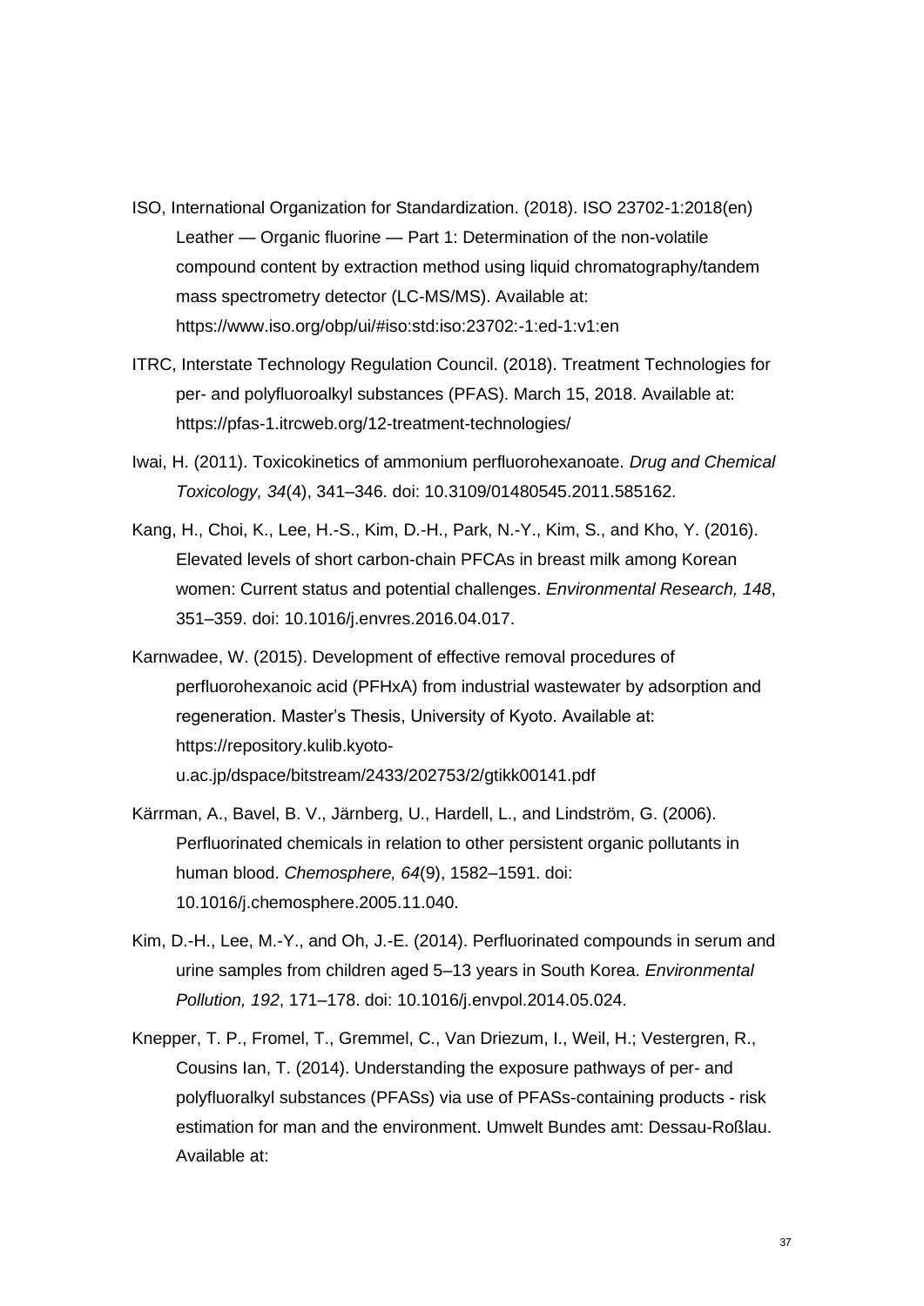ISO, International Organization for Standardization. (2018). ISO 23702-1:2018(en) Leather — Organic fluorine — Part 1: Determination of the non-volatile compound content by extraction method using liquid chromatography/tandem mass spectrometry detector (LC-MS/MS). Available at: https://www.iso.org/obp/ui/#iso:std:iso:23702:-1:ed-1:v1:en

ITRC, Interstate Technology Regulation Council. (2018). Treatment Technologies for per- and polyfluoroalkyl substances (PFAS). March 15, 2018. Available at: https://pfas-1.itrcweb.org/12-treatment-technologies/

Iwai, H. (2011). Toxicokinetics of ammonium perfluorohexanoate. *Drug and Chemical Toxicology, 34*(4), 341–346. doi: 10.3109/01480545.2011.585162.

Kang, H., Choi, K., Lee, H.-S., Kim, D.-H., Park, N.-Y., Kim, S., and Kho, Y. (2016). Elevated levels of short carbon-chain PFCAs in breast milk among Korean women: Current status and potential challenges. *Environmental Research, 148*, 351–359. doi: 10.1016/j.envres.2016.04.017.

Karnwadee, W. (2015). Development of effective removal procedures of perfluorohexanoic acid (PFHxA) from industrial wastewater by adsorption and regeneration. Master's Thesis, University of Kyoto. Available at: https://repository.kulib.kyoto-u.ac.jp/dspace/bitstream/2433/202753/2/gtikk00141.pdf

Kärrman, A., Bavel, B. V., Järnberg, U., Hardell, L., and Lindström, G. (2006). Perfluorinated chemicals in relation to other persistent organic pollutants in human blood. *Chemosphere, 64*(9), 1582–1591. doi: 10.1016/j.chemosphere.2005.11.040.

Kim, D.-H., Lee, M.-Y., and Oh, J.-E. (2014). Perfluorinated compounds in serum and urine samples from children aged 5–13 years in South Korea. *Environmental Pollution, 192*, 171–178. doi: 10.1016/j.envpol.2014.05.024.

Knepper, T. P., Fromel, T., Gremmel, C., Van Driezum, I., Weil, H.; Vestergren, R., Cousins Ian, T. (2014). Understanding the exposure pathways of per- and polyfluoralkyl substances (PFASs) via use of PFASs-containing products - risk estimation for man and the environment. Umwelt Bundes amt: Dessau-Roßlau. Available at: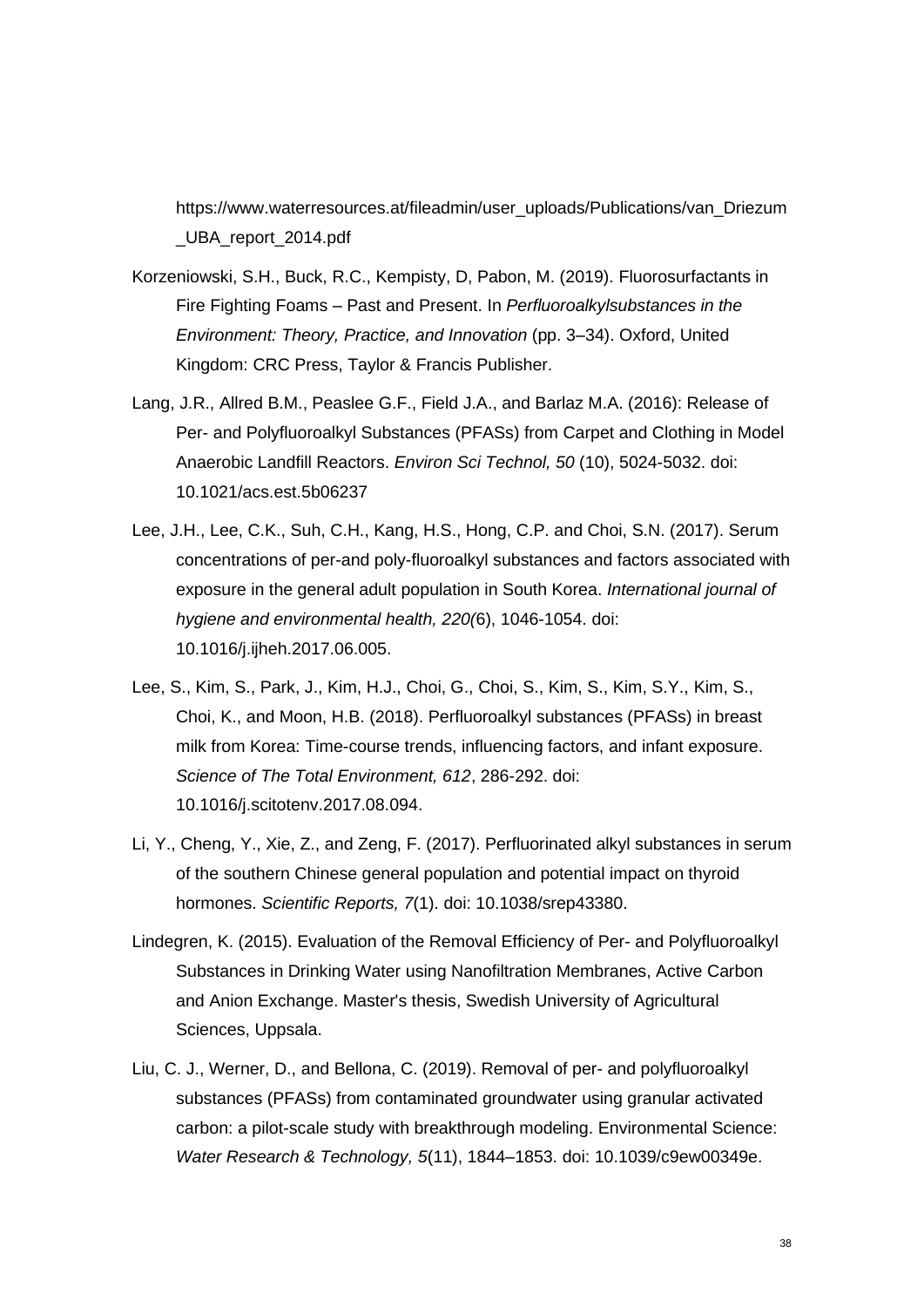https://www.waterresources.at/fileadmin/user_uploads/Publications/van_Driezum_UBA_report_2014.pdf

Korzeniowski, S.H., Buck, R.C., Kempisty, D, Pabon, M. (2019). Fluorosurfactants in Fire Fighting Foams – Past and Present. In *Perfluoroalkylsubstances in the Environment: Theory, Practice, and Innovation* (pp. 3–34). Oxford, United Kingdom: CRC Press, Taylor & Francis Publisher.

Lang, J.R., Allred B.M., Peaslee G.F., Field J.A., and Barlaz M.A. (2016): Release of Per- and Polyfluoroalkyl Substances (PFASs) from Carpet and Clothing in Model Anaerobic Landfill Reactors. *Environ Sci Technol, 50* (10), 5024-5032. doi: 10.1021/acs.est.5b06237

Lee, J.H., Lee, C.K., Suh, C.H., Kang, H.S., Hong, C.P. and Choi, S.N. (2017). Serum concentrations of per-and poly-fluoroalkyl substances and factors associated with exposure in the general adult population in South Korea. *International journal of hygiene and environmental health, 220(*6), 1046-1054. doi: 10.1016/j.ijheh.2017.06.005.

Lee, S., Kim, S., Park, J., Kim, H.J., Choi, G., Choi, S., Kim, S., Kim, S.Y., Kim, S., Choi, K., and Moon, H.B. (2018). Perfluoroalkyl substances (PFASs) in breast milk from Korea: Time-course trends, influencing factors, and infant exposure. *Science of The Total Environment, 612*, 286-292. doi: 10.1016/j.scitotenv.2017.08.094.

Li, Y., Cheng, Y., Xie, Z., and Zeng, F. (2017). Perfluorinated alkyl substances in serum of the southern Chinese general population and potential impact on thyroid hormones. *Scientific Reports, 7*(1). doi: 10.1038/srep43380.

Lindegren, K. (2015). Evaluation of the Removal Efficiency of Per- and Polyfluoroalkyl Substances in Drinking Water using Nanofiltration Membranes, Active Carbon and Anion Exchange. Master's thesis, Swedish University of Agricultural Sciences, Uppsala.

Liu, C. J., Werner, D., and Bellona, C. (2019). Removal of per- and polyfluoroalkyl substances (PFASs) from contaminated groundwater using granular activated carbon: a pilot-scale study with breakthrough modeling. Environmental Science: *Water Research & Technology, 5*(11), 1844–1853. doi: 10.1039/c9ew00349e.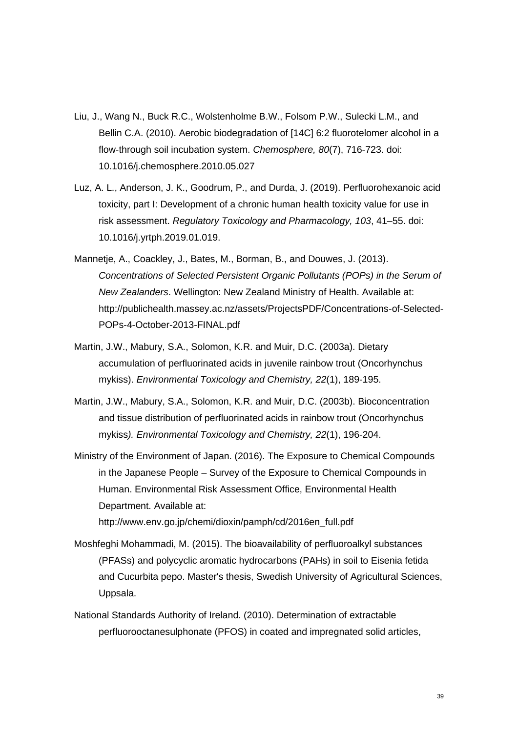Liu, J., Wang N., Buck R.C., Wolstenholme B.W., Folsom P.W., Sulecki L.M., and Bellin C.A. (2010). Aerobic biodegradation of [14C] 6:2 fluorotelomer alcohol in a flow-through soil incubation system. *Chemosphere, 80*(7), 716-723. doi: 10.1016/j.chemosphere.2010.05.027

Luz, A. L., Anderson, J. K., Goodrum, P., and Durda, J. (2019). Perfluorohexanoic acid toxicity, part I: Development of a chronic human health toxicity value for use in risk assessment. *Regulatory Toxicology and Pharmacology, 103*, 41–55. doi: 10.1016/j.yrtph.2019.01.019.

Mannetje, A., Coackley, J., Bates, M., Borman, B., and Douwes, J. (2013). *Concentrations of Selected Persistent Organic Pollutants (POPs) in the Serum of New Zealanders*. Wellington: New Zealand Ministry of Health. Available at: http://publichealth.massey.ac.nz/assets/ProjectsPDF/Concentrations-of-Selected-POPs-4-October-2013-FINAL.pdf

Martin, J.W., Mabury, S.A., Solomon, K.R. and Muir, D.C. (2003a). Dietary accumulation of perfluorinated acids in juvenile rainbow trout (Oncorhynchus mykiss). *Environmental Toxicology and Chemistry, 22*(1), 189-195.

Martin, J.W., Mabury, S.A., Solomon, K.R. and Muir, D.C. (2003b). Bioconcentration and tissue distribution of perfluorinated acids in rainbow trout (Oncorhynchus mykiss*). Environmental Toxicology and Chemistry, 22*(1), 196-204.

Ministry of the Environment of Japan. (2016). The Exposure to Chemical Compounds in the Japanese People – Survey of the Exposure to Chemical Compounds in Human. Environmental Risk Assessment Office, Environmental Health Department. Available at: http://www.env.go.jp/chemi/dioxin/pamph/cd/2016en_full.pdf

Moshfeghi Mohammadi, M. (2015). The bioavailability of perfluoroalkyl substances (PFASs) and polycyclic aromatic hydrocarbons (PAHs) in soil to Eisenia fetida and Cucurbita pepo. Master's thesis, Swedish University of Agricultural Sciences, Uppsala.

National Standards Authority of Ireland. (2010). Determination of extractable perfluorooctanesulphonate (PFOS) in coated and impregnated solid articles,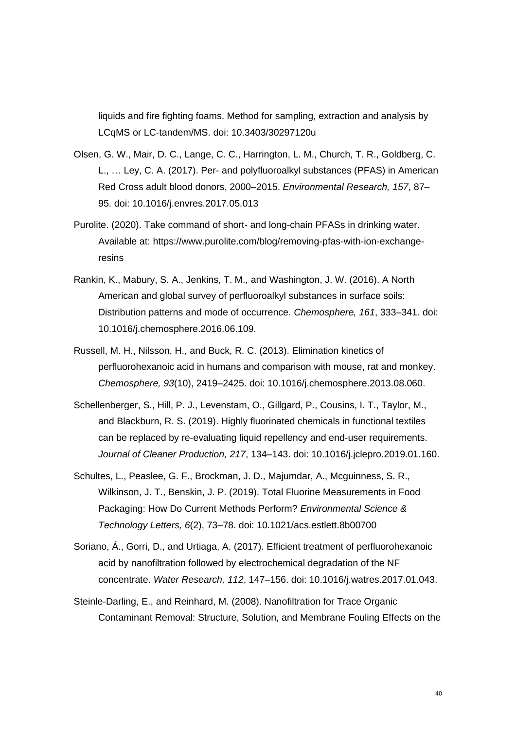liquids and fire fighting foams. Method for sampling, extraction and analysis by LCqMS or LC-tandem/MS. doi: 10.3403/30297120u

Olsen, G. W., Mair, D. C., Lange, C. C., Harrington, L. M., Church, T. R., Goldberg, C. L., … Ley, C. A. (2017). Per- and polyfluoroalkyl substances (PFAS) in American Red Cross adult blood donors, 2000–2015. *Environmental Research, 157*, 87–95. doi: 10.1016/j.envres.2017.05.013

Purolite. (2020). Take command of short- and long-chain PFASs in drinking water. Available at: https://www.purolite.com/blog/removing-pfas-with-ion-exchange-resins

Rankin, K., Mabury, S. A., Jenkins, T. M., and Washington, J. W. (2016). A North American and global survey of perfluoroalkyl substances in surface soils: Distribution patterns and mode of occurrence. *Chemosphere, 161*, 333–341. doi: 10.1016/j.chemosphere.2016.06.109.

Russell, M. H., Nilsson, H., and Buck, R. C. (2013). Elimination kinetics of perfluorohexanoic acid in humans and comparison with mouse, rat and monkey. *Chemosphere, 93*(10), 2419–2425. doi: 10.1016/j.chemosphere.2013.08.060.

Schellenberger, S., Hill, P. J., Levenstam, O., Gillgard, P., Cousins, I. T., Taylor, M., and Blackburn, R. S. (2019). Highly fluorinated chemicals in functional textiles can be replaced by re-evaluating liquid repellency and end-user requirements. *Journal of Cleaner Production, 217*, 134–143. doi: 10.1016/j.jclepro.2019.01.160.

Schultes, L., Peaslee, G. F., Brockman, J. D., Majumdar, A., Mcguinness, S. R., Wilkinson, J. T., Benskin, J. P. (2019). Total Fluorine Measurements in Food Packaging: How Do Current Methods Perform? *Environmental Science & Technology Letters, 6*(2), 73–78. doi: 10.1021/acs.estlett.8b00700

Soriano, Á., Gorri, D., and Urtiaga, A. (2017). Efficient treatment of perfluorohexanoic acid by nanofiltration followed by electrochemical degradation of the NF concentrate. *Water Research, 112*, 147–156. doi: 10.1016/j.watres.2017.01.043.

Steinle-Darling, E., and Reinhard, M. (2008). Nanofiltration for Trace Organic Contaminant Removal: Structure, Solution, and Membrane Fouling Effects on the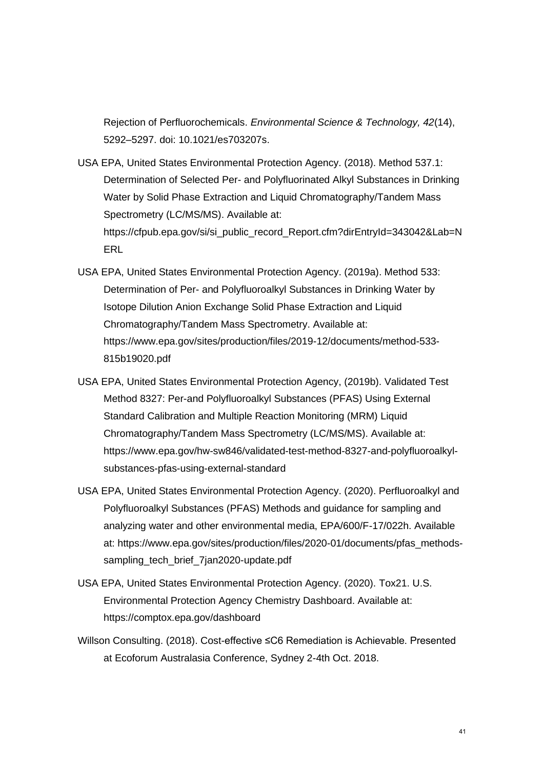Rejection of Perfluorochemicals. *Environmental Science & Technology, 42*(14), 5292–5297. doi: 10.1021/es703207s.

USA EPA, United States Environmental Protection Agency. (2018). Method 537.1: Determination of Selected Per- and Polyfluorinated Alkyl Substances in Drinking Water by Solid Phase Extraction and Liquid Chromatography/Tandem Mass Spectrometry (LC/MS/MS). Available at: https://cfpub.epa.gov/si/si_public_record_Report.cfm?dirEntryId=343042&Lab=NERL

USA EPA, United States Environmental Protection Agency. (2019a). Method 533: Determination of Per- and Polyfluoroalkyl Substances in Drinking Water by Isotope Dilution Anion Exchange Solid Phase Extraction and Liquid Chromatography/Tandem Mass Spectrometry. Available at: https://www.epa.gov/sites/production/files/2019-12/documents/method-533-815b19020.pdf

USA EPA, United States Environmental Protection Agency, (2019b). Validated Test Method 8327: Per-and Polyfluoroalkyl Substances (PFAS) Using External Standard Calibration and Multiple Reaction Monitoring (MRM) Liquid Chromatography/Tandem Mass Spectrometry (LC/MS/MS). Available at: https://www.epa.gov/hw-sw846/validated-test-method-8327-and-polyfluoroalkyl-substances-pfas-using-external-standard

USA EPA, United States Environmental Protection Agency. (2020). Perfluoroalkyl and Polyfluoroalkyl Substances (PFAS) Methods and guidance for sampling and analyzing water and other environmental media, EPA/600/F-17/022h. Available at: https://www.epa.gov/sites/production/files/2020-01/documents/pfas_methods-sampling_tech_brief_7jan2020-update.pdf

USA EPA, United States Environmental Protection Agency. (2020). Tox21. U.S. Environmental Protection Agency Chemistry Dashboard. Available at: https://comptox.epa.gov/dashboard

Willson Consulting. (2018). Cost-effective ≤C6 Remediation is Achievable. Presented at Ecoforum Australasia Conference, Sydney 2-4th Oct. 2018.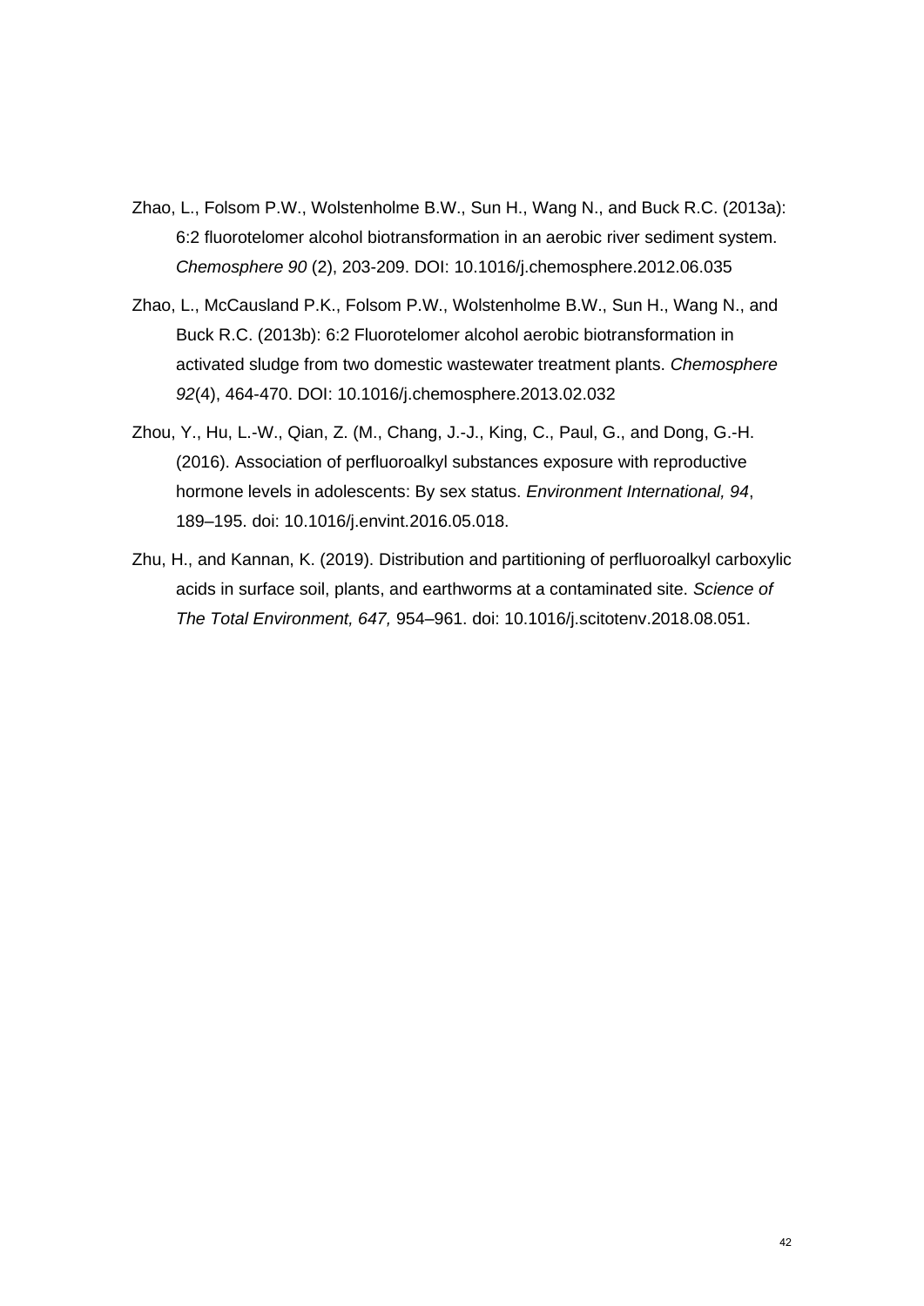Zhao, L., Folsom P.W., Wolstenholme B.W., Sun H., Wang N., and Buck R.C. (2013a): 6:2 fluorotelomer alcohol biotransformation in an aerobic river sediment system. *Chemosphere 90* (2), 203-209. DOI: 10.1016/j.chemosphere.2012.06.035

Zhao, L., McCausland P.K., Folsom P.W., Wolstenholme B.W., Sun H., Wang N., and Buck R.C. (2013b): 6:2 Fluorotelomer alcohol aerobic biotransformation in activated sludge from two domestic wastewater treatment plants. *Chemosphere 92*(4), 464-470. DOI: 10.1016/j.chemosphere.2013.02.032

Zhou, Y., Hu, L.-W., Qian, Z. (M., Chang, J.-J., King, C., Paul, G., and Dong, G.-H. (2016). Association of perfluoroalkyl substances exposure with reproductive hormone levels in adolescents: By sex status. *Environment International, 94*, 189–195. doi: 10.1016/j.envint.2016.05.018.

Zhu, H., and Kannan, K. (2019). Distribution and partitioning of perfluoroalkyl carboxylic acids in surface soil, plants, and earthworms at a contaminated site. *Science of The Total Environment, 647,* 954–961. doi: 10.1016/j.scitotenv.2018.08.051.